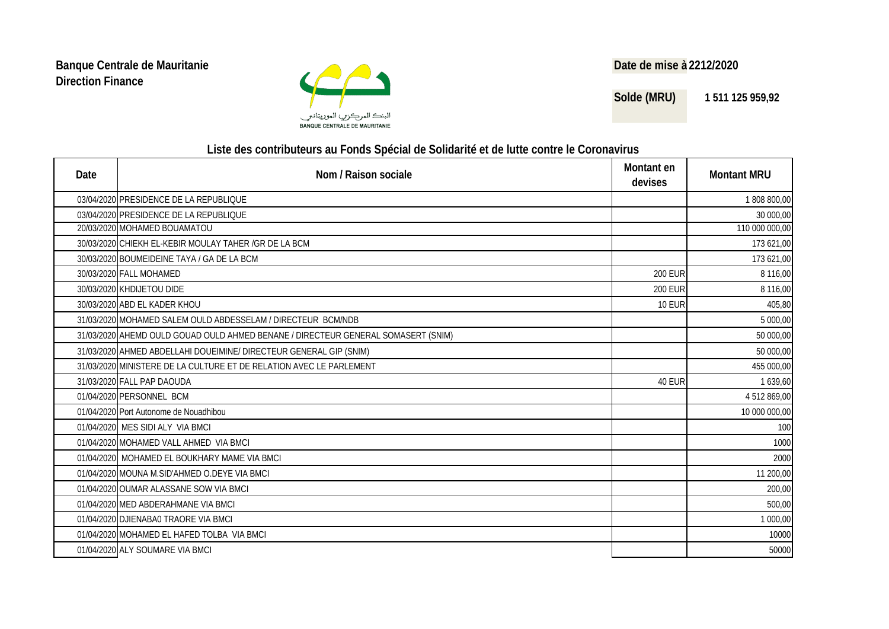**Banque Centrale de Mauritanie**
**Direction Finance**

البنك المركزي الموريتاني
BANQUE CENTRALE DE MAURITANIE

**Date de mise à 2212/2020**

**Solde (MRU)** **1 511 125 959,92**

## Liste des contributeurs au Fonds Spécial de Solidarité et de lutte contre le Coronavirus

| Date | Nom / Raison sociale | Montant en devises | Montant MRU |
|---|---|---|---|
| 03/04/2020 | PRESIDENCE DE LA REPUBLIQUE | | 1 808 800,00 |
| 03/04/2020 | PRESIDENCE DE LA REPUBLIQUE | | 30 000,00 |
| 20/03/2020 | MOHAMED BOUAMATOU | | 110 000 000,00 |
| 30/03/2020 | CHIEKH EL-KEBIR MOULAY TAHER /GR DE LA BCM | | 173 621,00 |
| 30/03/2020 | BOUMEIDEINE TAYA / GA DE LA BCM | | 173 621,00 |
| 30/03/2020 | FALL MOHAMED | 200 EUR | 8 116,00 |
| 30/03/2020 | KHDIJETOU DIDE | 200 EUR | 8 116,00 |
| 30/03/2020 | ABD EL KADER KHOU | 10 EUR | 405,80 |
| 31/03/2020 | MOHAMED SALEM OULD ABDESSELAM / DIRECTEUR BCM/NDB | | 5 000,00 |
| 31/03/2020 | AHEMD OULD GOUAD OULD AHMED BENANE / DIRECTEUR GENERAL SOMASERT (SNIM) | | 50 000,00 |
| 31/03/2020 | AHMED ABDELLAHI DOUEIMINE/ DIRECTEUR GENERAL GIP (SNIM) | | 50 000,00 |
| 31/03/2020 | MINISTERE DE LA CULTURE ET DE RELATION AVEC LE PARLEMENT | | 455 000,00 |
| 31/03/2020 | FALL PAP DAOUDA | 40 EUR | 1 639,60 |
| 01/04/2020 | PERSONNEL BCM | | 4 512 869,00 |
| 01/04/2020 | Port Autonome de Nouadhibou | | 10 000 000,00 |
| 01/04/2020 | MES SIDI ALY VIA BMCI | | 100 |
| 01/04/2020 | MOHAMED VALL AHMED VIA BMCI | | 1000 |
| 01/04/2020 | MOHAMED EL BOUKHARY MAME VIA BMCI | | 2000 |
| 01/04/2020 | MOUNA M.SID'AHMED O.DEYE VIA BMCI | | 11 200,00 |
| 01/04/2020 | OUMAR ALASSANE SOW VIA BMCI | | 200,00 |
| 01/04/2020 | MED ABDERAHMANE VIA BMCI | | 500,00 |
| 01/04/2020 | DJIENABA0 TRAORE VIA BMCI | | 1 000,00 |
| 01/04/2020 | MOHAMED EL HAFED TOLBA VIA BMCI | | 10000 |
| 01/04/2020 | ALY SOUMARE VIA BMCI | | 50000 |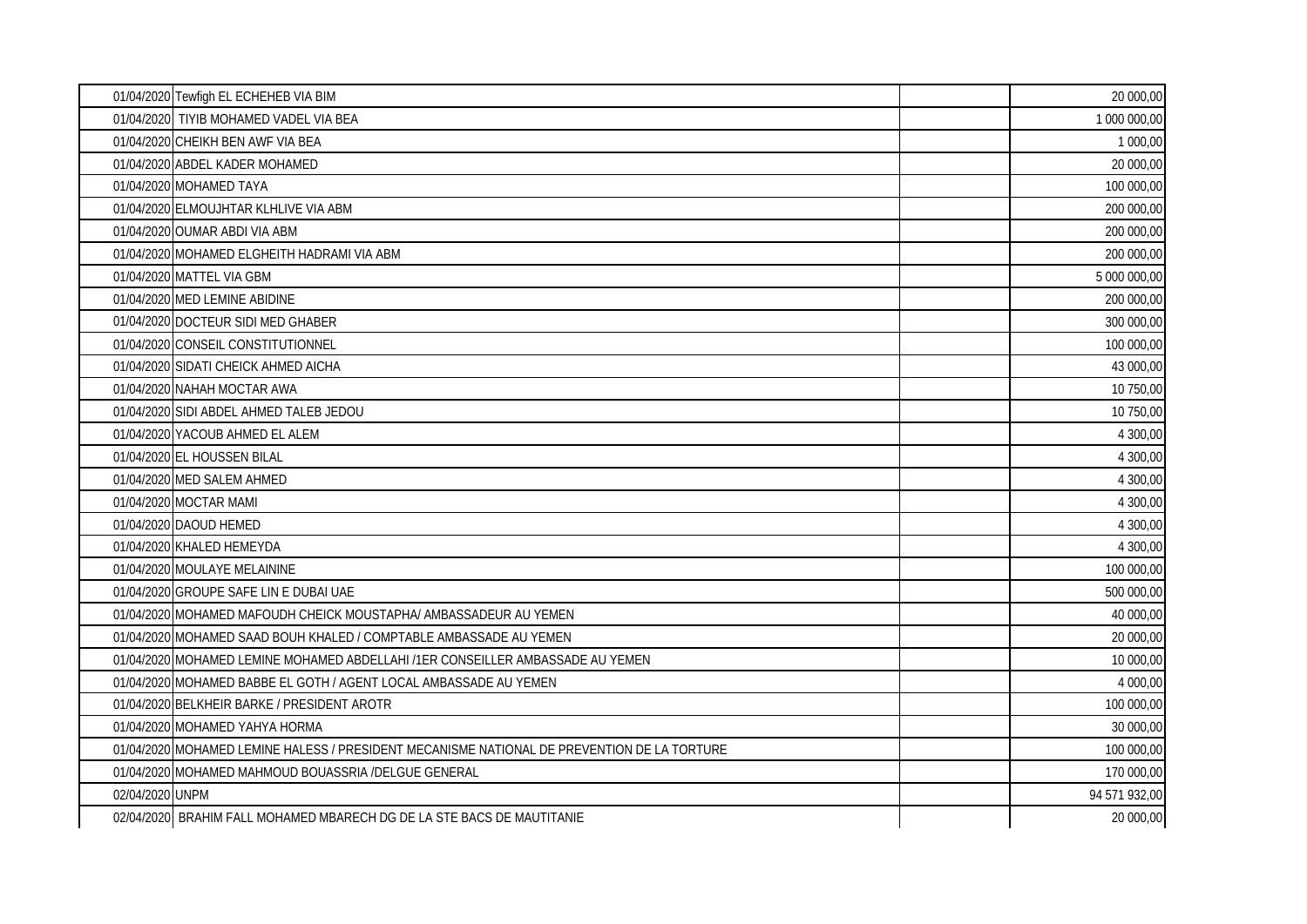| | | | |
|---|---|---|---|
| 01/04/2020 | Tewfigh EL ECHEHEB VIA BIM | | 20 000,00 |
| 01/04/2020 | TIYIB MOHAMED VADEL VIA BEA | | 1 000 000,00 |
| 01/04/2020 | CHEIKH BEN AWF VIA BEA | | 1 000,00 |
| 01/04/2020 | ABDEL KADER MOHAMED | | 20 000,00 |
| 01/04/2020 | MOHAMED TAYA | | 100 000,00 |
| 01/04/2020 | ELMOUJHTAR KLHLIVE VIA ABM | | 200 000,00 |
| 01/04/2020 | OUMAR ABDI VIA ABM | | 200 000,00 |
| 01/04/2020 | MOHAMED ELGHEITH HADRAMI VIA ABM | | 200 000,00 |
| 01/04/2020 | MATTEL VIA GBM | | 5 000 000,00 |
| 01/04/2020 | MED LEMINE ABIDINE | | 200 000,00 |
| 01/04/2020 | DOCTEUR SIDI MED GHABER | | 300 000,00 |
| 01/04/2020 | CONSEIL CONSTITUTIONNEL | | 100 000,00 |
| 01/04/2020 | SIDATI CHEICK AHMED AICHA | | 43 000,00 |
| 01/04/2020 | NAHAH MOCTAR AWA | | 10 750,00 |
| 01/04/2020 | SIDI ABDEL AHMED TALEB JEDOU | | 10 750,00 |
| 01/04/2020 | YACOUB AHMED EL ALEM | | 4 300,00 |
| 01/04/2020 | EL HOUSSEN BILAL | | 4 300,00 |
| 01/04/2020 | MED SALEM AHMED | | 4 300,00 |
| 01/04/2020 | MOCTAR MAMI | | 4 300,00 |
| 01/04/2020 | DAOUD HEMED | | 4 300,00 |
| 01/04/2020 | KHALED HEMEYDA | | 4 300,00 |
| 01/04/2020 | MOULAYE MELAININE | | 100 000,00 |
| 01/04/2020 | GROUPE SAFE LIN E DUBAI UAE | | 500 000,00 |
| 01/04/2020 | MOHAMED MAFOUDH CHEICK MOUSTAPHA/ AMBASSADEUR AU YEMEN | | 40 000,00 |
| 01/04/2020 | MOHAMED SAAD BOUH KHALED / COMPTABLE AMBASSADE AU YEMEN | | 20 000,00 |
| 01/04/2020 | MOHAMED LEMINE MOHAMED ABDELLAHI /1ER CONSEILLER AMBASSADE AU YEMEN | | 10 000,00 |
| 01/04/2020 | MOHAMED BABBE EL GOTH / AGENT LOCAL AMBASSADE AU YEMEN | | 4 000,00 |
| 01/04/2020 | BELKHEIR BARKE / PRESIDENT AROTR | | 100 000,00 |
| 01/04/2020 | MOHAMED YAHYA HORMA | | 30 000,00 |
| 01/04/2020 | MOHAMED LEMINE HALESS / PRESIDENT MECANISME NATIONAL DE PREVENTION DE LA TORTURE | | 100 000,00 |
| 01/04/2020 | MOHAMED MAHMOUD BOUASSRIA /DELGUE GENERAL | | 170 000,00 |
| 02/04/2020 | UNPM | | 94 571 932,00 |
| 02/04/2020 | BRAHIM FALL MOHAMED MBARECH DG DE LA STE BACS DE MAUTITANIE | | 20 000,00 |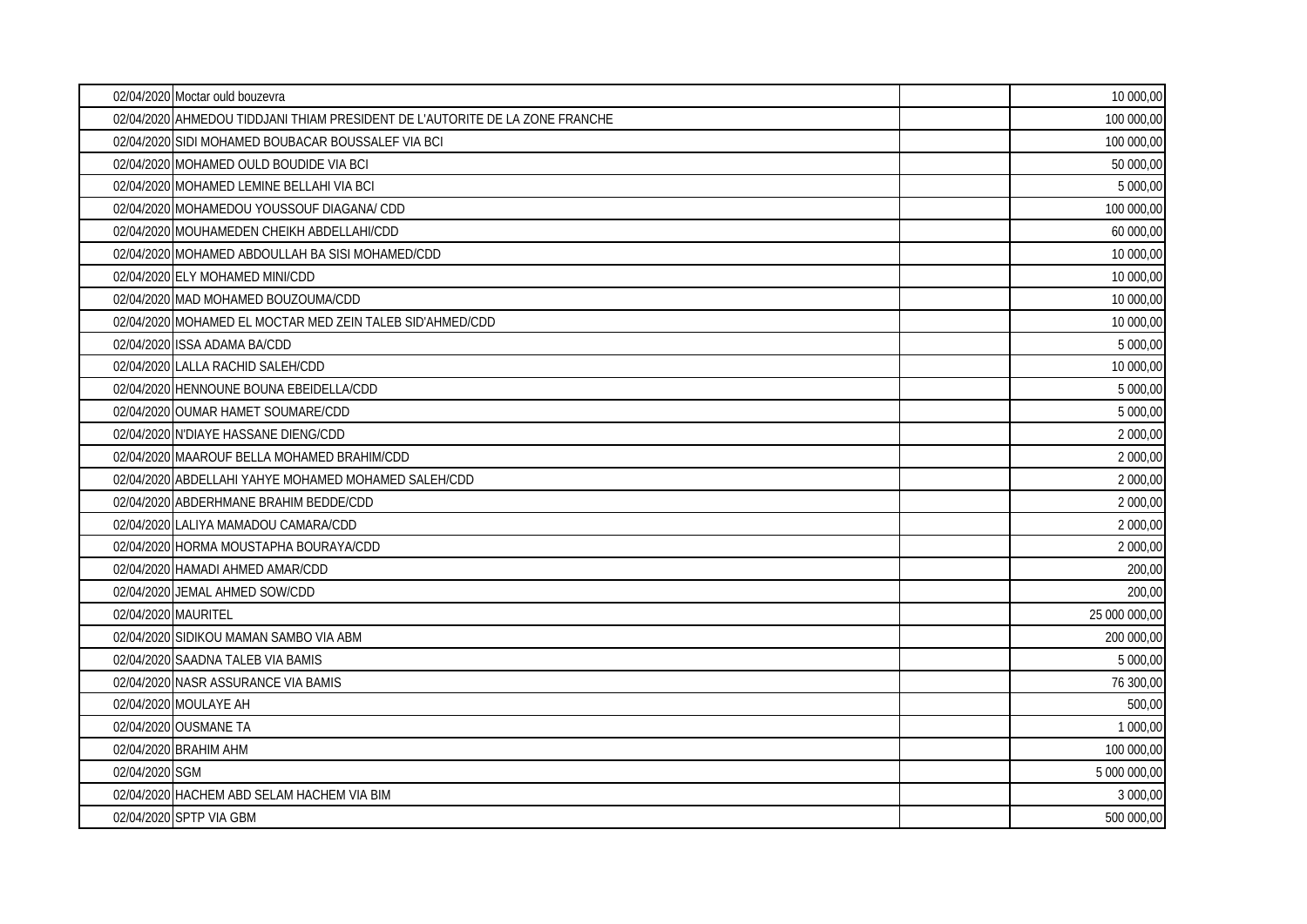| | | | |
|---|---|---|---|
| 02/04/2020 | Moctar ould bouzevra | | 10 000,00 |
| 02/04/2020 | AHMEDOU TIDDJANI THIAM PRESIDENT DE L'AUTORITE DE LA ZONE FRANCHE | | 100 000,00 |
| 02/04/2020 | SIDI MOHAMED BOUBACAR BOUSSALEF VIA BCI | | 100 000,00 |
| 02/04/2020 | MOHAMED OULD BOUDIDE VIA BCI | | 50 000,00 |
| 02/04/2020 | MOHAMED LEMINE BELLAHI VIA BCI | | 5 000,00 |
| 02/04/2020 | MOHAMEDOU YOUSSOUF DIAGANA/ CDD | | 100 000,00 |
| 02/04/2020 | MOUHAMEDEN CHEIKH ABDELLAHI/CDD | | 60 000,00 |
| 02/04/2020 | MOHAMED ABDOULLAH BA SISI MOHAMED/CDD | | 10 000,00 |
| 02/04/2020 | ELY MOHAMED MINI/CDD | | 10 000,00 |
| 02/04/2020 | MAD MOHAMED BOUZOUMA/CDD | | 10 000,00 |
| 02/04/2020 | MOHAMED EL MOCTAR MED ZEIN TALEB SID'AHMED/CDD | | 10 000,00 |
| 02/04/2020 | ISSA ADAMA BA/CDD | | 5 000,00 |
| 02/04/2020 | LALLA RACHID SALEH/CDD | | 10 000,00 |
| 02/04/2020 | HENNOUNE BOUNA EBEIDELLA/CDD | | 5 000,00 |
| 02/04/2020 | OUMAR HAMET SOUMARE/CDD | | 5 000,00 |
| 02/04/2020 | N'DIAYE HASSANE DIENG/CDD | | 2 000,00 |
| 02/04/2020 | MAAROUF BELLA MOHAMED BRAHIM/CDD | | 2 000,00 |
| 02/04/2020 | ABDELLAHI YAHYE MOHAMED MOHAMED SALEH/CDD | | 2 000,00 |
| 02/04/2020 | ABDERHMANE BRAHIM BEDDE/CDD | | 2 000,00 |
| 02/04/2020 | LALIYA MAMADOU CAMARA/CDD | | 2 000,00 |
| 02/04/2020 | HORMA MOUSTAPHA BOURAYA/CDD | | 2 000,00 |
| 02/04/2020 | HAMADI AHMED AMAR/CDD | | 200,00 |
| 02/04/2020 | JEMAL AHMED SOW/CDD | | 200,00 |
| 02/04/2020 | MAURITEL | | 25 000 000,00 |
| 02/04/2020 | SIDIKOU MAMAN SAMBO VIA ABM | | 200 000,00 |
| 02/04/2020 | SAADNA TALEB VIA BAMIS | | 5 000,00 |
| 02/04/2020 | NASR ASSURANCE VIA BAMIS | | 76 300,00 |
| 02/04/2020 | MOULAYE AH | | 500,00 |
| 02/04/2020 | OUSMANE TA | | 1 000,00 |
| 02/04/2020 | BRAHIM AHM | | 100 000,00 |
| 02/04/2020 | SGM | | 5 000 000,00 |
| 02/04/2020 | HACHEM ABD SELAM HACHEM VIA BIM | | 3 000,00 |
| 02/04/2020 | SPTP VIA GBM | | 500 000,00 |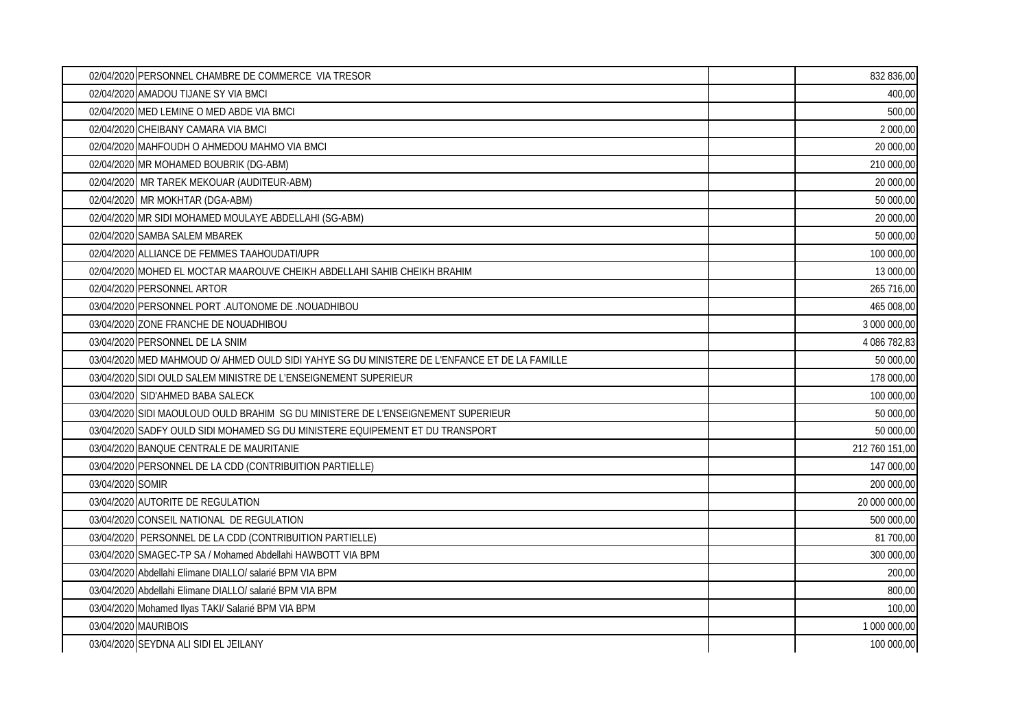| | | | |
|---|---|---|---|
| 02/04/2020 | PERSONNEL CHAMBRE DE COMMERCE VIA TRESOR | | 832 836,00 |
| 02/04/2020 | AMADOU TIJANE SY VIA BMCI | | 400,00 |
| 02/04/2020 | MED LEMINE O MED ABDE VIA BMCI | | 500,00 |
| 02/04/2020 | CHEIBANY CAMARA VIA BMCI | | 2 000,00 |
| 02/04/2020 | MAHFOUDH O AHMEDOU MAHMO VIA BMCI | | 20 000,00 |
| 02/04/2020 | MR MOHAMED BOUBRIK (DG-ABM) | | 210 000,00 |
| 02/04/2020 | MR TAREK MEKOUAR (AUDITEUR-ABM) | | 20 000,00 |
| 02/04/2020 | MR MOKHTAR (DGA-ABM) | | 50 000,00 |
| 02/04/2020 | MR SIDI MOHAMED MOULAYE ABDELLAHI (SG-ABM) | | 20 000,00 |
| 02/04/2020 | SAMBA SALEM MBAREK | | 50 000,00 |
| 02/04/2020 | ALLIANCE DE FEMMES TAAHOUDATI/UPR | | 100 000,00 |
| 02/04/2020 | MOHED EL MOCTAR MAAROUVE CHEIKH ABDELLAHI SAHIB CHEIKH BRAHIM | | 13 000,00 |
| 02/04/2020 | PERSONNEL ARTOR | | 265 716,00 |
| 03/04/2020 | PERSONNEL PORT .AUTONOME DE .NOUADHIBOU | | 465 008,00 |
| 03/04/2020 | ZONE FRANCHE DE NOUADHIBOU | | 3 000 000,00 |
| 03/04/2020 | PERSONNEL DE LA SNIM | | 4 086 782,83 |
| 03/04/2020 | MED MAHMOUD O/ AHMED OULD SIDI YAHYE SG DU MINISTERE DE L'ENFANCE ET DE LA FAMILLE | | 50 000,00 |
| 03/04/2020 | SIDI OULD SALEM MINISTRE DE L'ENSEIGNEMENT SUPERIEUR | | 178 000,00 |
| 03/04/2020 | SID'AHMED BABA SALECK | | 100 000,00 |
| 03/04/2020 | SIDI MAOULOUD OULD BRAHIM SG DU MINISTERE DE L'ENSEIGNEMENT SUPERIEUR | | 50 000,00 |
| 03/04/2020 | SADFY OULD SIDI MOHAMED SG DU MINISTERE EQUIPEMENT ET DU TRANSPORT | | 50 000,00 |
| 03/04/2020 | BANQUE CENTRALE DE MAURITANIE | | 212 760 151,00 |
| 03/04/2020 | PERSONNEL DE LA CDD (CONTRIBUITION PARTIELLE) | | 147 000,00 |
| 03/04/2020 | SOMIR | | 200 000,00 |
| 03/04/2020 | AUTORITE DE REGULATION | | 20 000 000,00 |
| 03/04/2020 | CONSEIL NATIONAL DE REGULATION | | 500 000,00 |
| 03/04/2020 | PERSONNEL DE LA CDD (CONTRIBUITION PARTIELLE) | | 81 700,00 |
| 03/04/2020 | SMAGEC-TP SA / Mohamed Abdellahi HAWBOTT VIA BPM | | 300 000,00 |
| 03/04/2020 | Abdellahi Elimane DIALLO/ salarié BPM VIA BPM | | 200,00 |
| 03/04/2020 | Abdellahi Elimane DIALLO/ salarié BPM VIA BPM | | 800,00 |
| 03/04/2020 | Mohamed Ilyas TAKI/ Salarié BPM VIA BPM | | 100,00 |
| 03/04/2020 | MAURIBOIS | | 1 000 000,00 |
| 03/04/2020 | SEYDNA ALI SIDI EL JEILANY | | 100 000,00 |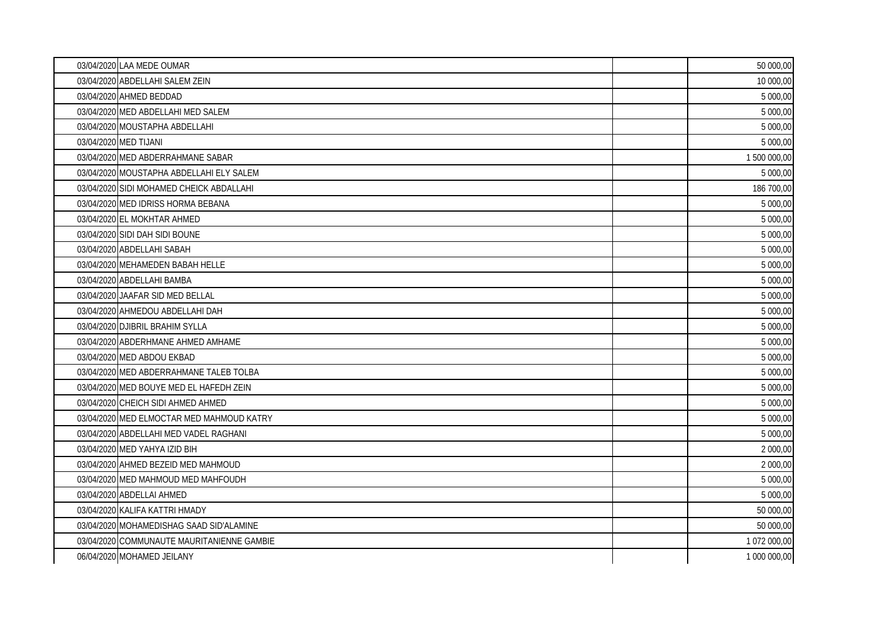| | | | |
|---|---|---|---|
| 03/04/2020 | LAA MEDE OUMAR | | 50 000,00 |
| 03/04/2020 | ABDELLAHI SALEM ZEIN | | 10 000,00 |
| 03/04/2020 | AHMED BEDDAD | | 5 000,00 |
| 03/04/2020 | MED ABDELLAHI MED SALEM | | 5 000,00 |
| 03/04/2020 | MOUSTAPHA ABDELLAHI | | 5 000,00 |
| 03/04/2020 | MED TIJANI | | 5 000,00 |
| 03/04/2020 | MED ABDERRAHMANE SABAR | | 1 500 000,00 |
| 03/04/2020 | MOUSTAPHA ABDELLAHI ELY SALEM | | 5 000,00 |
| 03/04/2020 | SIDI MOHAMED CHEICK ABDALLAHI | | 186 700,00 |
| 03/04/2020 | MED IDRISS HORMA BEBANA | | 5 000,00 |
| 03/04/2020 | EL MOKHTAR AHMED | | 5 000,00 |
| 03/04/2020 | SIDI DAH SIDI BOUNE | | 5 000,00 |
| 03/04/2020 | ABDELLAHI SABAH | | 5 000,00 |
| 03/04/2020 | MEHAMEDEN BABAH HELLE | | 5 000,00 |
| 03/04/2020 | ABDELLAHI BAMBA | | 5 000,00 |
| 03/04/2020 | JAAFAR SID MED BELLAL | | 5 000,00 |
| 03/04/2020 | AHMEDOU ABDELLAHI DAH | | 5 000,00 |
| 03/04/2020 | DJIBRIL BRAHIM SYLLA | | 5 000,00 |
| 03/04/2020 | ABDERHMANE AHMED AMHAME | | 5 000,00 |
| 03/04/2020 | MED ABDOU EKBAD | | 5 000,00 |
| 03/04/2020 | MED ABDERRAHMANE TALEB TOLBA | | 5 000,00 |
| 03/04/2020 | MED BOUYE MED EL HAFEDH ZEIN | | 5 000,00 |
| 03/04/2020 | CHEICH SIDI AHMED AHMED | | 5 000,00 |
| 03/04/2020 | MED ELMOCTAR MED MAHMOUD KATRY | | 5 000,00 |
| 03/04/2020 | ABDELLAHI MED VADEL RAGHANI | | 5 000,00 |
| 03/04/2020 | MED YAHYA IZID BIH | | 2 000,00 |
| 03/04/2020 | AHMED BEZEID MED MAHMOUD | | 2 000,00 |
| 03/04/2020 | MED MAHMOUD MED MAHFOUDH | | 5 000,00 |
| 03/04/2020 | ABDELLAI AHMED | | 5 000,00 |
| 03/04/2020 | KALIFA KATTRI HMADY | | 50 000,00 |
| 03/04/2020 | MOHAMEDISHAG SAAD SID'ALAMINE | | 50 000,00 |
| 03/04/2020 | COMMUNAUTE MAURITANIENNE GAMBIE | | 1 072 000,00 |
| 06/04/2020 | MOHAMED JEILANY | | 1 000 000,00 |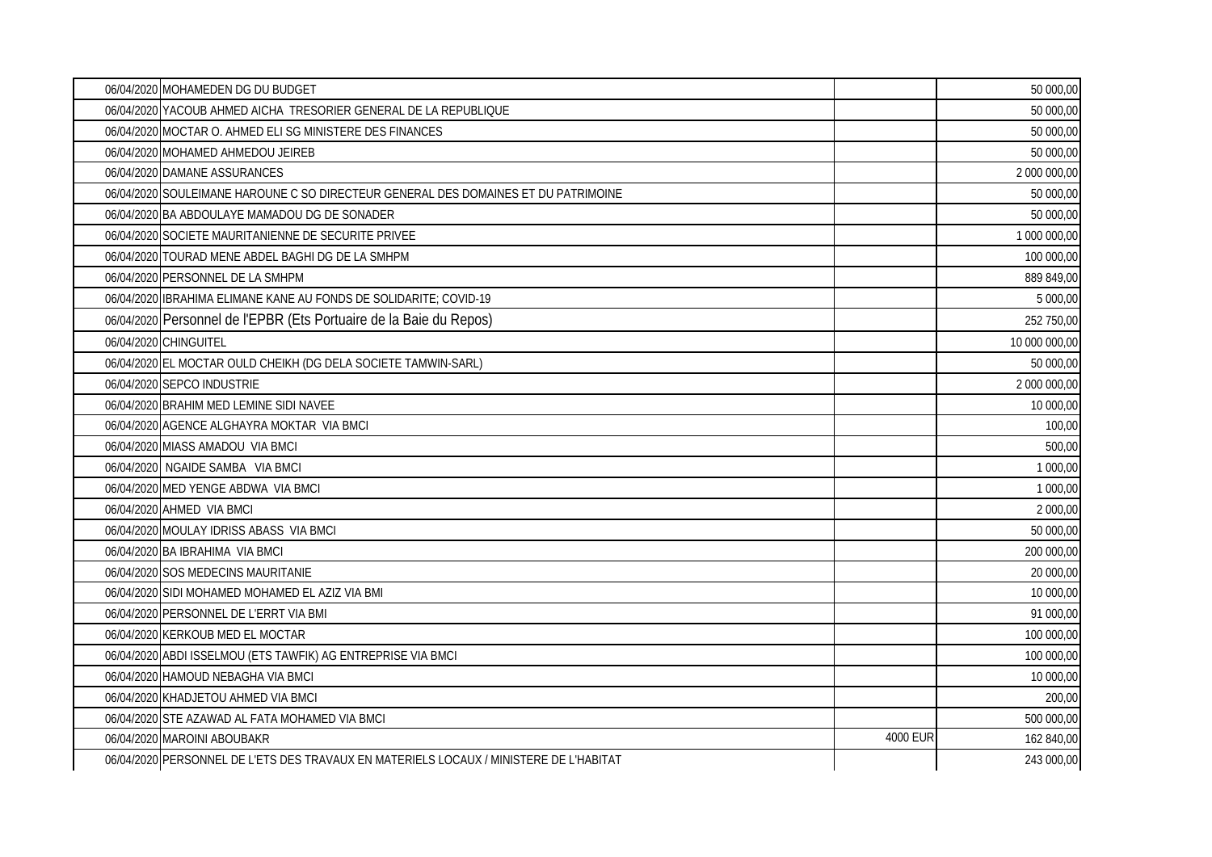| | | | |
|---|---|---|---|
| 06/04/2020 | MOHAMEDEN DG DU BUDGET | | 50 000,00 |
| 06/04/2020 | YACOUB AHMED AICHA TRESORIER GENERAL DE LA REPUBLIQUE | | 50 000,00 |
| 06/04/2020 | MOCTAR O. AHMED ELI SG MINISTERE DES FINANCES | | 50 000,00 |
| 06/04/2020 | MOHAMED AHMEDOU JEIREB | | 50 000,00 |
| 06/04/2020 | DAMANE ASSURANCES | | 2 000 000,00 |
| 06/04/2020 | SOULEIMANE HAROUNE C SO DIRECTEUR GENERAL DES DOMAINES ET DU PATRIMOINE | | 50 000,00 |
| 06/04/2020 | BA ABDOULAYE MAMADOU DG DE SONADER | | 50 000,00 |
| 06/04/2020 | SOCIETE MAURITANIENNE DE SECURITE PRIVEE | | 1 000 000,00 |
| 06/04/2020 | TOURAD MENE ABDEL BAGHI DG DE LA SMHPM | | 100 000,00 |
| 06/04/2020 | PERSONNEL DE LA SMHPM | | 889 849,00 |
| 06/04/2020 | IBRAHIMA ELIMANE KANE AU FONDS DE SOLIDARITE; COVID-19 | | 5 000,00 |
| 06/04/2020 | Personnel de l'EPBR (Ets Portuaire de la Baie du Repos) | | 252 750,00 |
| 06/04/2020 | CHINGUITEL | | 10 000 000,00 |
| 06/04/2020 | EL MOCTAR OULD CHEIKH (DG DELA SOCIETE TAMWIN-SARL) | | 50 000,00 |
| 06/04/2020 | SEPCO INDUSTRIE | | 2 000 000,00 |
| 06/04/2020 | BRAHIM MED LEMINE SIDI NAVEE | | 10 000,00 |
| 06/04/2020 | AGENCE ALGHAYRA MOKTAR VIA BMCI | | 100,00 |
| 06/04/2020 | MIASS AMADOU VIA BMCI | | 500,00 |
| 06/04/2020 | NGAIDE SAMBA VIA BMCI | | 1 000,00 |
| 06/04/2020 | MED YENGE ABDWA VIA BMCI | | 1 000,00 |
| 06/04/2020 | AHMED VIA BMCI | | 2 000,00 |
| 06/04/2020 | MOULAY IDRISS ABASS VIA BMCI | | 50 000,00 |
| 06/04/2020 | BA IBRAHIMA VIA BMCI | | 200 000,00 |
| 06/04/2020 | SOS MEDECINS MAURITANIE | | 20 000,00 |
| 06/04/2020 | SIDI MOHAMED MOHAMED EL AZIZ VIA BMI | | 10 000,00 |
| 06/04/2020 | PERSONNEL DE L'ERRT VIA BMI | | 91 000,00 |
| 06/04/2020 | KERKOUB MED EL MOCTAR | | 100 000,00 |
| 06/04/2020 | ABDI ISSELMOU (ETS TAWFIK) AG ENTREPRISE VIA BMCI | | 100 000,00 |
| 06/04/2020 | HAMOUD NEBAGHA VIA BMCI | | 10 000,00 |
| 06/04/2020 | KHADJETOU AHMED VIA BMCI | | 200,00 |
| 06/04/2020 | STE AZAWAD AL FATA MOHAMED VIA BMCI | | 500 000,00 |
| 06/04/2020 | MAROINI ABOUBAKR | 4000 EUR | 162 840,00 |
| 06/04/2020 | PERSONNEL DE L'ETS DES TRAVAUX EN MATERIELS LOCAUX / MINISTERE DE L'HABITAT | | 243 000,00 |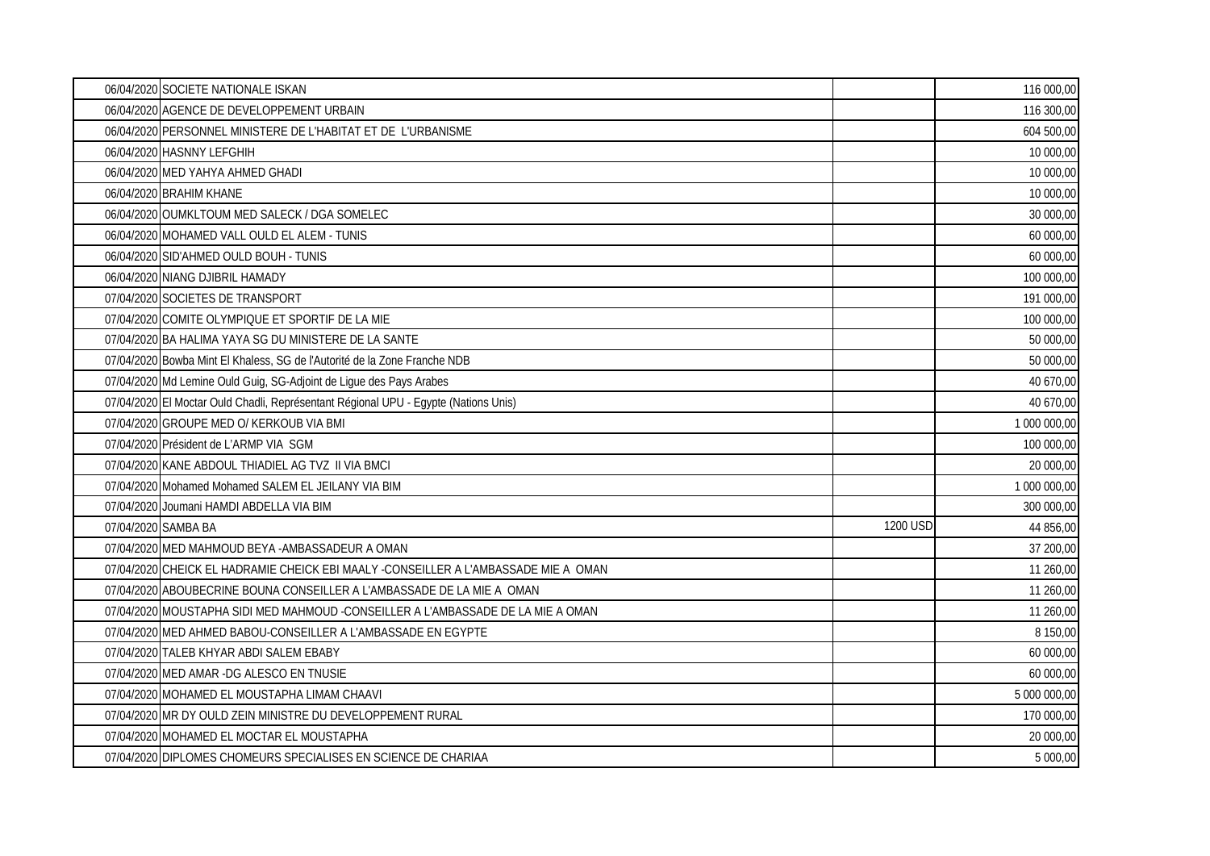| | | | |
|---|---|---|---|
| 06/04/2020 | SOCIETE NATIONALE ISKAN | | 116 000,00 |
| 06/04/2020 | AGENCE DE DEVELOPPEMENT URBAIN | | 116 300,00 |
| 06/04/2020 | PERSONNEL MINISTERE DE L'HABITAT ET DE L'URBANISME | | 604 500,00 |
| 06/04/2020 | HASNNY LEFGHIH | | 10 000,00 |
| 06/04/2020 | MED YAHYA AHMED GHADI | | 10 000,00 |
| 06/04/2020 | BRAHIM KHANE | | 10 000,00 |
| 06/04/2020 | OUMKLTOUM MED SALECK / DGA SOMELEC | | 30 000,00 |
| 06/04/2020 | MOHAMED VALL OULD EL ALEM - TUNIS | | 60 000,00 |
| 06/04/2020 | SID'AHMED OULD BOUH - TUNIS | | 60 000,00 |
| 06/04/2020 | NIANG DJIBRIL HAMADY | | 100 000,00 |
| 07/04/2020 | SOCIETES DE TRANSPORT | | 191 000,00 |
| 07/04/2020 | COMITE OLYMPIQUE ET SPORTIF DE LA MIE | | 100 000,00 |
| 07/04/2020 | BA HALIMA YAYA SG DU MINISTERE DE LA SANTE | | 50 000,00 |
| 07/04/2020 | Bowba Mint El Khaless, SG de l'Autorité de la Zone Franche NDB | | 50 000,00 |
| 07/04/2020 | Md Lemine Ould Guig, SG-Adjoint de Ligue des Pays Arabes | | 40 670,00 |
| 07/04/2020 | El Moctar Ould Chadli, Représentant Régional UPU - Egypte (Nations Unis) | | 40 670,00 |
| 07/04/2020 | GROUPE MED O/ KERKOUB VIA BMI | | 1 000 000,00 |
| 07/04/2020 | Président de L'ARMP VIA SGM | | 100 000,00 |
| 07/04/2020 | KANE ABDOUL THIADIEL AG TVZ II VIA BMCI | | 20 000,00 |
| 07/04/2020 | Mohamed Mohamed SALEM EL JEILANY VIA BIM | | 1 000 000,00 |
| 07/04/2020 | Joumani HAMDI ABDELLA VIA BIM | | 300 000,00 |
| 07/04/2020 | SAMBA BA | 1200 USD | 44 856,00 |
| 07/04/2020 | MED MAHMOUD BEYA -AMBASSADEUR A OMAN | | 37 200,00 |
| 07/04/2020 | CHEICK EL HADRAMIE CHEICK EBI MAALY -CONSEILLER A L'AMBASSADE MIE A OMAN | | 11 260,00 |
| 07/04/2020 | ABOUBECRINE BOUNA CONSEILLER A L'AMBASSADE DE LA MIE A OMAN | | 11 260,00 |
| 07/04/2020 | MOUSTAPHA SIDI MED MAHMOUD -CONSEILLER A L'AMBASSADE DE LA MIE A OMAN | | 11 260,00 |
| 07/04/2020 | MED AHMED BABOU-CONSEILLER A L'AMBASSADE EN EGYPTE | | 8 150,00 |
| 07/04/2020 | TALEB KHYAR ABDI SALEM EBABY | | 60 000,00 |
| 07/04/2020 | MED AMAR -DG ALESCO EN TNUSIE | | 60 000,00 |
| 07/04/2020 | MOHAMED EL MOUSTAPHA LIMAM CHAAVI | | 5 000 000,00 |
| 07/04/2020 | MR DY OULD ZEIN MINISTRE DU DEVELOPPEMENT RURAL | | 170 000,00 |
| 07/04/2020 | MOHAMED EL MOCTAR EL MOUSTAPHA | | 20 000,00 |
| 07/04/2020 | DIPLOMES CHOMEURS SPECIALISES EN SCIENCE DE CHARIAA | | 5 000,00 |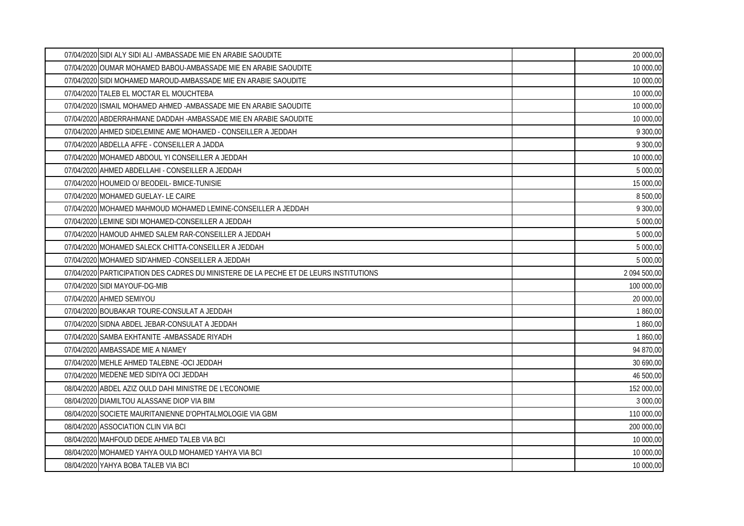| | | | |
|---|---|---|---|
| 07/04/2020 | SIDI ALY SIDI ALI -AMBASSADE MIE EN ARABIE SAOUDITE | | 20 000,00 |
| 07/04/2020 | OUMAR MOHAMED BABOU-AMBASSADE MIE EN ARABIE SAOUDITE | | 10 000,00 |
| 07/04/2020 | SIDI MOHAMED MAROUD-AMBASSADE MIE EN ARABIE SAOUDITE | | 10 000,00 |
| 07/04/2020 | TALEB EL MOCTAR EL MOUCHTEBA | | 10 000,00 |
| 07/04/2020 | ISMAIL MOHAMED AHMED -AMBASSADE MIE EN ARABIE SAOUDITE | | 10 000,00 |
| 07/04/2020 | ABDERRAHMANE DADDAH -AMBASSADE MIE EN ARABIE SAOUDITE | | 10 000,00 |
| 07/04/2020 | AHMED SIDELEMINE AME MOHAMED - CONSEILLER A JEDDAH | | 9 300,00 |
| 07/04/2020 | ABDELLA AFFE - CONSEILLER A JADDA | | 9 300,00 |
| 07/04/2020 | MOHAMED ABDOUL YI CONSEILLER A JEDDAH | | 10 000,00 |
| 07/04/2020 | AHMED ABDELLAHI - CONSEILLER A JEDDAH | | 5 000,00 |
| 07/04/2020 | HOUMEID O/ BEODEIL- BMICE-TUNISIE | | 15 000,00 |
| 07/04/2020 | MOHAMED GUELAY- LE CAIRE | | 8 500,00 |
| 07/04/2020 | MOHAMED MAHMOUD MOHAMED LEMINE-CONSEILLER A JEDDAH | | 9 300,00 |
| 07/04/2020 | LEMINE SIDI MOHAMED-CONSEILLER A JEDDAH | | 5 000,00 |
| 07/04/2020 | HAMOUD AHMED SALEM RAR-CONSEILLER A JEDDAH | | 5 000,00 |
| 07/04/2020 | MOHAMED SALECK CHITTA-CONSEILLER A JEDDAH | | 5 000,00 |
| 07/04/2020 | MOHAMED SID'AHMED -CONSEILLER A JEDDAH | | 5 000,00 |
| 07/04/2020 | PARTICIPATION DES CADRES DU MINISTERE DE LA PECHE ET DE LEURS INSTITUTIONS | | 2 094 500,00 |
| 07/04/2020 | SIDI MAYOUF-DG-MIB | | 100 000,00 |
| 07/04/2020 | AHMED SEMIYOU | | 20 000,00 |
| 07/04/2020 | BOUBAKAR TOURE-CONSULAT A JEDDAH | | 1 860,00 |
| 07/04/2020 | SIDNA ABDEL JEBAR-CONSULAT A JEDDAH | | 1 860,00 |
| 07/04/2020 | SAMBA EKHTANITE -AMBASSADE RIYADH | | 1 860,00 |
| 07/04/2020 | AMBASSADE MIE A NIAMEY | | 94 870,00 |
| 07/04/2020 | MEHLE AHMED TALEBNE -OCI JEDDAH | | 30 690,00 |
| 07/04/2020 | MEDENE MED SIDIYA OCI JEDDAH | | 46 500,00 |
| 08/04/2020 | ABDEL AZIZ OULD DAHI MINISTRE DE L'ECONOMIE | | 152 000,00 |
| 08/04/2020 | DIAMILTOU ALASSANE DIOP VIA BIM | | 3 000,00 |
| 08/04/2020 | SOCIETE MAURITANIENNE D'OPHTALMOLOGIE VIA GBM | | 110 000,00 |
| 08/04/2020 | ASSOCIATION CLIN VIA BCI | | 200 000,00 |
| 08/04/2020 | MAHFOUD DEDE AHMED TALEB VIA BCI | | 10 000,00 |
| 08/04/2020 | MOHAMED YAHYA OULD MOHAMED YAHYA VIA BCI | | 10 000,00 |
| 08/04/2020 | YAHYA BOBA TALEB VIA BCI | | 10 000,00 |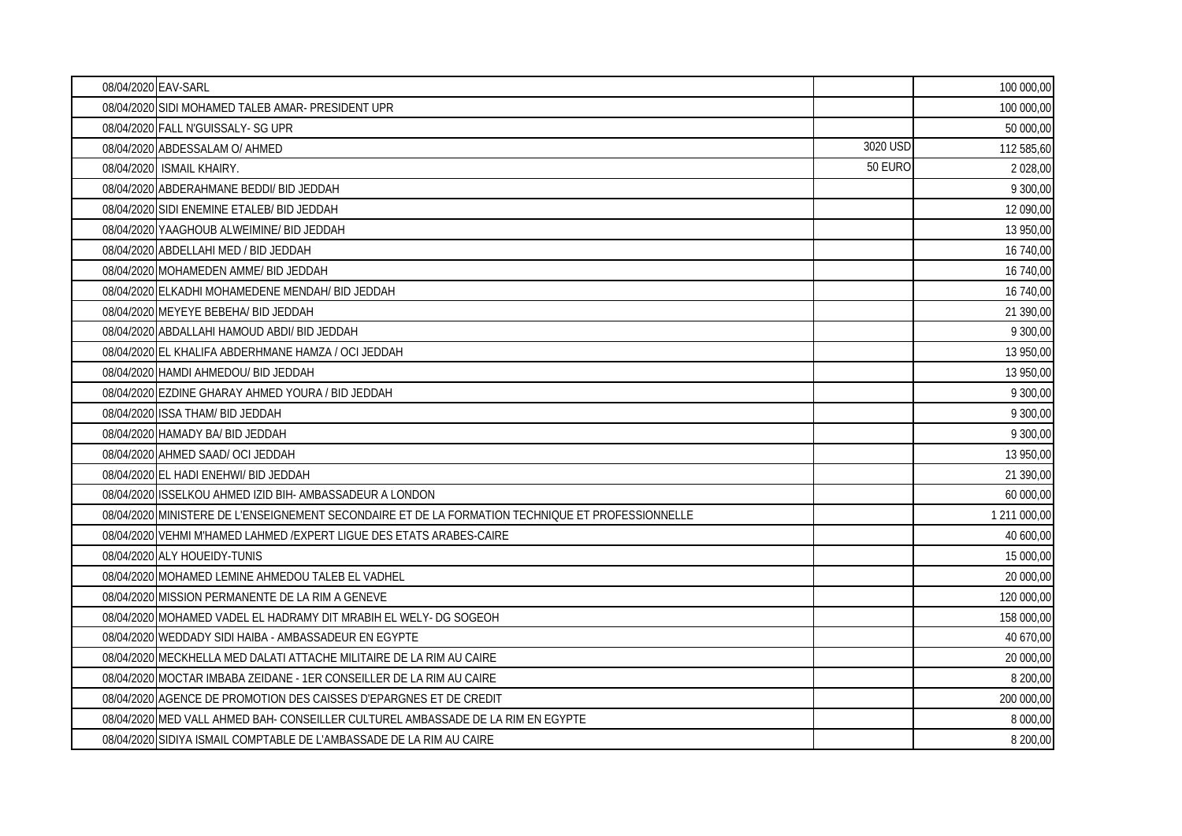| | | | |
|---|---|---|---|
| 08/04/2020 | EAV-SARL | | 100 000,00 |
| 08/04/2020 | SIDI MOHAMED TALEB AMAR- PRESIDENT UPR | | 100 000,00 |
| 08/04/2020 | FALL N'GUISSALY- SG UPR | | 50 000,00 |
| 08/04/2020 | ABDESSALAM O/ AHMED | 3020 USD | 112 585,60 |
| 08/04/2020 | ISMAIL KHAIRY. | 50 EURO | 2 028,00 |
| 08/04/2020 | ABDERAHMANE BEDDI/ BID JEDDAH | | 9 300,00 |
| 08/04/2020 | SIDI ENEMINE ETALEB/ BID JEDDAH | | 12 090,00 |
| 08/04/2020 | YAAGHOUB ALWEIMINE/ BID JEDDAH | | 13 950,00 |
| 08/04/2020 | ABDELLAHI MED / BID JEDDAH | | 16 740,00 |
| 08/04/2020 | MOHAMEDEN AMME/ BID JEDDAH | | 16 740,00 |
| 08/04/2020 | ELKADHI MOHAMEDENE MENDAH/ BID JEDDAH | | 16 740,00 |
| 08/04/2020 | MEYEYE BEBEHA/ BID JEDDAH | | 21 390,00 |
| 08/04/2020 | ABDALLAHI HAMOUD ABDI/ BID JEDDAH | | 9 300,00 |
| 08/04/2020 | EL KHALIFA ABDERHMANE HAMZA / OCI JEDDAH | | 13 950,00 |
| 08/04/2020 | HAMDI AHMEDOU/ BID JEDDAH | | 13 950,00 |
| 08/04/2020 | EZDINE GHARAY AHMED YOURA / BID JEDDAH | | 9 300,00 |
| 08/04/2020 | ISSA THAM/ BID JEDDAH | | 9 300,00 |
| 08/04/2020 | HAMADY BA/ BID JEDDAH | | 9 300,00 |
| 08/04/2020 | AHMED SAAD/ OCI JEDDAH | | 13 950,00 |
| 08/04/2020 | EL HADI ENEHWI/ BID JEDDAH | | 21 390,00 |
| 08/04/2020 | ISSELKOU AHMED IZID BIH- AMBASSADEUR A LONDON | | 60 000,00 |
| 08/04/2020 | MINISTERE DE L'ENSEIGNEMENT SECONDAIRE ET DE LA FORMATION TECHNIQUE ET PROFESSIONNELLE | | 1 211 000,00 |
| 08/04/2020 | VEHMI M'HAMED LAHMED /EXPERT LIGUE DES ETATS ARABES-CAIRE | | 40 600,00 |
| 08/04/2020 | ALY HOUEIDY-TUNIS | | 15 000,00 |
| 08/04/2020 | MOHAMED LEMINE AHMEDOU TALEB EL VADHEL | | 20 000,00 |
| 08/04/2020 | MISSION PERMANENTE DE LA RIM A GENEVE | | 120 000,00 |
| 08/04/2020 | MOHAMED VADEL EL HADRAMY DIT MRABIH EL WELY- DG SOGEOH | | 158 000,00 |
| 08/04/2020 | WEDDADY SIDI HAIBA - AMBASSADEUR EN EGYPTE | | 40 670,00 |
| 08/04/2020 | MECKHELLA MED DALATI ATTACHE MILITAIRE DE LA RIM AU CAIRE | | 20 000,00 |
| 08/04/2020 | MOCTAR IMBABA ZEIDANE - 1ER CONSEILLER DE LA RIM AU CAIRE | | 8 200,00 |
| 08/04/2020 | AGENCE DE PROMOTION DES CAISSES D'EPARGNES ET DE CREDIT | | 200 000,00 |
| 08/04/2020 | MED VALL AHMED BAH- CONSEILLER CULTUREL AMBASSADE DE LA RIM EN EGYPTE | | 8 000,00 |
| 08/04/2020 | SIDIYA ISMAIL COMPTABLE DE L'AMBASSADE DE LA RIM AU CAIRE | | 8 200,00 |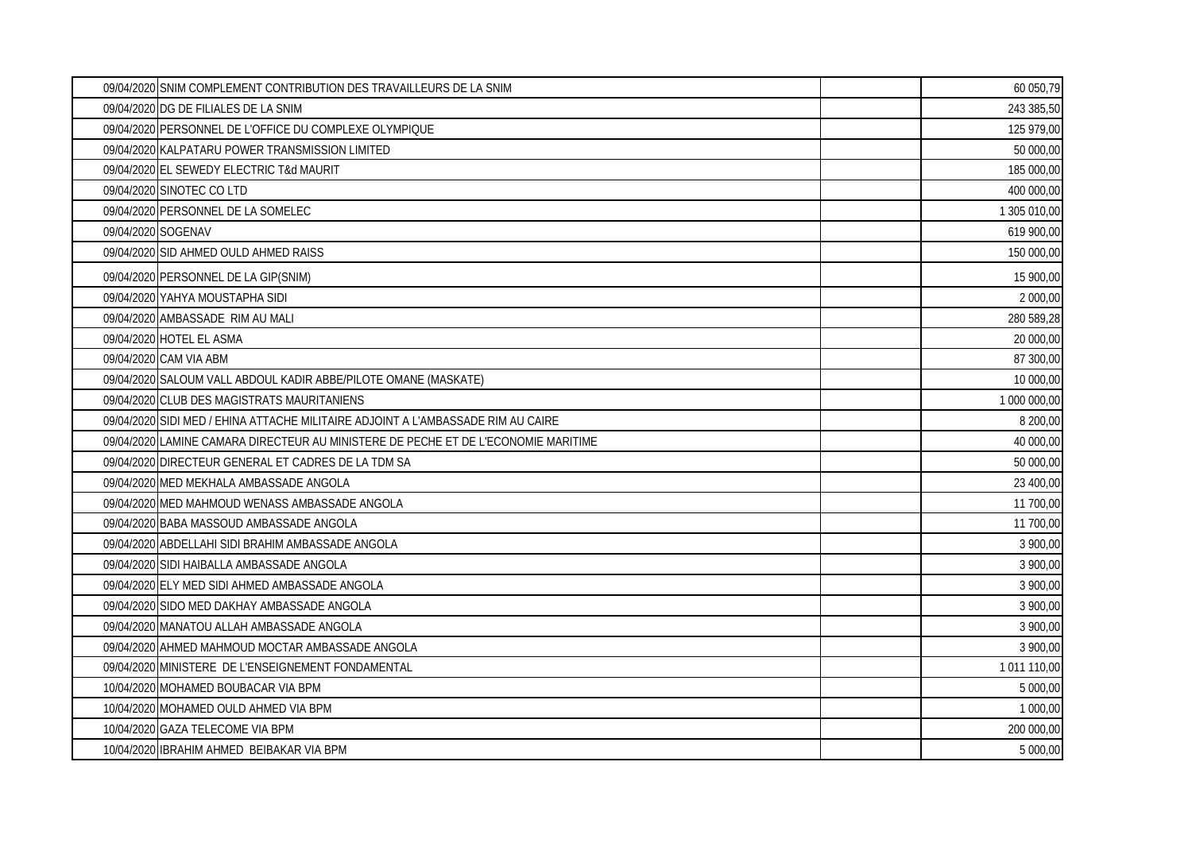| | | | |
|---|---|---|---|
| 09/04/2020 | SNIM COMPLEMENT CONTRIBUTION DES TRAVAILLEURS DE LA SNIM | | 60 050,79 |
| 09/04/2020 | DG DE FILIALES DE LA SNIM | | 243 385,50 |
| 09/04/2020 | PERSONNEL DE L'OFFICE DU COMPLEXE OLYMPIQUE | | 125 979,00 |
| 09/04/2020 | KALPATARU POWER TRANSMISSION LIMITED | | 50 000,00 |
| 09/04/2020 | EL SEWEDY ELECTRIC T&d MAURIT | | 185 000,00 |
| 09/04/2020 | SINOTEC CO LTD | | 400 000,00 |
| 09/04/2020 | PERSONNEL DE LA SOMELEC | | 1 305 010,00 |
| 09/04/2020 | SOGENAV | | 619 900,00 |
| 09/04/2020 | SID AHMED OULD AHMED RAISS | | 150 000,00 |
| 09/04/2020 | PERSONNEL DE LA GIP(SNIM) | | 15 900,00 |
| 09/04/2020 | YAHYA MOUSTAPHA SIDI | | 2 000,00 |
| 09/04/2020 | AMBASSADE RIM AU MALI | | 280 589,28 |
| 09/04/2020 | HOTEL EL ASMA | | 20 000,00 |
| 09/04/2020 | CAM VIA ABM | | 87 300,00 |
| 09/04/2020 | SALOUM VALL ABDOUL KADIR ABBE/PILOTE OMANE (MASKATE) | | 10 000,00 |
| 09/04/2020 | CLUB DES MAGISTRATS MAURITANIENS | | 1 000 000,00 |
| 09/04/2020 | SIDI MED / EHINA ATTACHE MILITAIRE ADJOINT A L'AMBASSADE RIM AU CAIRE | | 8 200,00 |
| 09/04/2020 | LAMINE CAMARA DIRECTEUR AU MINISTERE DE PECHE ET DE L'ECONOMIE MARITIME | | 40 000,00 |
| 09/04/2020 | DIRECTEUR GENERAL ET CADRES DE LA TDM SA | | 50 000,00 |
| 09/04/2020 | MED MEKHALA AMBASSADE ANGOLA | | 23 400,00 |
| 09/04/2020 | MED MAHMOUD WENASS AMBASSADE ANGOLA | | 11 700,00 |
| 09/04/2020 | BABA MASSOUD AMBASSADE ANGOLA | | 11 700,00 |
| 09/04/2020 | ABDELLAHI SIDI BRAHIM AMBASSADE ANGOLA | | 3 900,00 |
| 09/04/2020 | SIDI HAIBALLA AMBASSADE ANGOLA | | 3 900,00 |
| 09/04/2020 | ELY MED SIDI AHMED AMBASSADE ANGOLA | | 3 900,00 |
| 09/04/2020 | SIDO MED DAKHAY AMBASSADE ANGOLA | | 3 900,00 |
| 09/04/2020 | MANATOU ALLAH AMBASSADE ANGOLA | | 3 900,00 |
| 09/04/2020 | AHMED MAHMOUD MOCTAR AMBASSADE ANGOLA | | 3 900,00 |
| 09/04/2020 | MINISTERE DE L'ENSEIGNEMENT FONDAMENTAL | | 1 011 110,00 |
| 10/04/2020 | MOHAMED BOUBACAR VIA BPM | | 5 000,00 |
| 10/04/2020 | MOHAMED OULD AHMED VIA BPM | | 1 000,00 |
| 10/04/2020 | GAZA TELECOME VIA BPM | | 200 000,00 |
| 10/04/2020 | IBRAHIM AHMED BEIBAKAR VIA BPM | | 5 000,00 |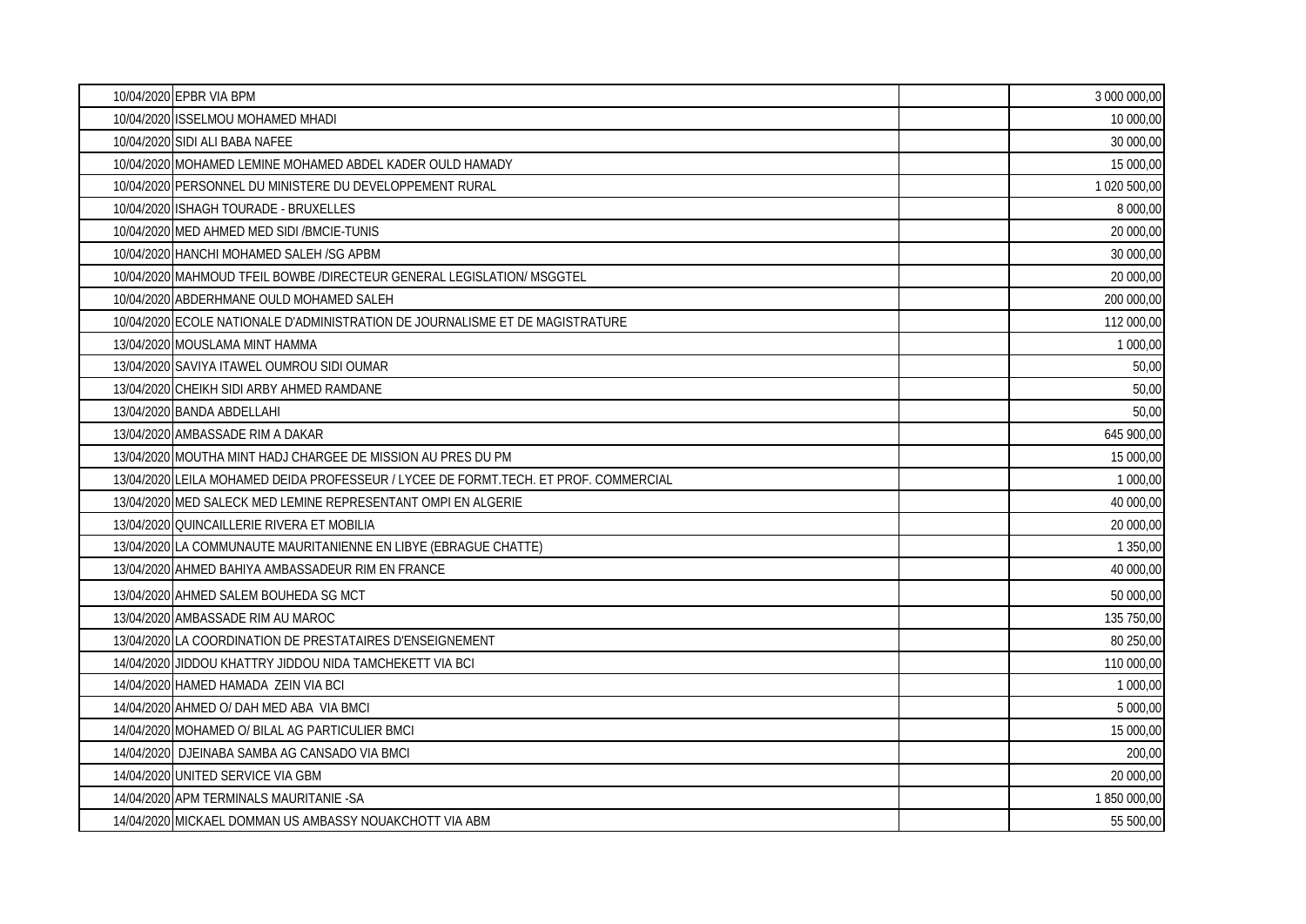| | | | |
|---|---|---|---|
| 10/04/2020 | EPBR VIA BPM | | 3 000 000,00 |
| 10/04/2020 | ISSELMOU MOHAMED MHADI | | 10 000,00 |
| 10/04/2020 | SIDI ALI BABA NAFEE | | 30 000,00 |
| 10/04/2020 | MOHAMED LEMINE MOHAMED ABDEL KADER OULD HAMADY | | 15 000,00 |
| 10/04/2020 | PERSONNEL DU MINISTERE DU DEVELOPPEMENT RURAL | | 1 020 500,00 |
| 10/04/2020 | ISHAGH TOURADE - BRUXELLES | | 8 000,00 |
| 10/04/2020 | MED AHMED MED SIDI /BMCIE-TUNIS | | 20 000,00 |
| 10/04/2020 | HANCHI MOHAMED SALEH /SG APBM | | 30 000,00 |
| 10/04/2020 | MAHMOUD TFEIL BOWBE /DIRECTEUR GENERAL LEGISLATION/ MSGGTEL | | 20 000,00 |
| 10/04/2020 | ABDERHMANE OULD MOHAMED SALEH | | 200 000,00 |
| 10/04/2020 | ECOLE NATIONALE D'ADMINISTRATION DE JOURNALISME ET DE MAGISTRATURE | | 112 000,00 |
| 13/04/2020 | MOUSLAMA MINT HAMMA | | 1 000,00 |
| 13/04/2020 | SAVIYA ITAWEL OUMROU SIDI OUMAR | | 50,00 |
| 13/04/2020 | CHEIKH SIDI ARBY AHMED RAMDANE | | 50,00 |
| 13/04/2020 | BANDA ABDELLAHI | | 50,00 |
| 13/04/2020 | AMBASSADE RIM A DAKAR | | 645 900,00 |
| 13/04/2020 | MOUTHA MINT HADJ CHARGEE DE MISSION AU PRES DU PM | | 15 000,00 |
| 13/04/2020 | LEILA MOHAMED DEIDA PROFESSEUR / LYCEE DE FORMT.TECH. ET PROF. COMMERCIAL | | 1 000,00 |
| 13/04/2020 | MED SALECK MED LEMINE REPRESENTANT OMPI EN ALGERIE | | 40 000,00 |
| 13/04/2020 | QUINCAILLERIE RIVERA ET MOBILIA | | 20 000,00 |
| 13/04/2020 | LA COMMUNAUTE MAURITANIENNE EN LIBYE (EBRAGUE CHATTE) | | 1 350,00 |
| 13/04/2020 | AHMED BAHIYA AMBASSADEUR RIM EN FRANCE | | 40 000,00 |
| 13/04/2020 | AHMED SALEM BOUHEDA SG MCT | | 50 000,00 |
| 13/04/2020 | AMBASSADE RIM AU MAROC | | 135 750,00 |
| 13/04/2020 | LA COORDINATION DE PRESTATAIRES D'ENSEIGNEMENT | | 80 250,00 |
| 14/04/2020 | JIDDOU KHATTRY JIDDOU NIDA TAMCHEKETT VIA BCI | | 110 000,00 |
| 14/04/2020 | HAMED HAMADA ZEIN VIA BCI | | 1 000,00 |
| 14/04/2020 | AHMED O/ DAH MED ABA VIA BMCI | | 5 000,00 |
| 14/04/2020 | MOHAMED O/ BILAL AG PARTICULIER BMCI | | 15 000,00 |
| 14/04/2020 | DJEINABA SAMBA AG CANSADO VIA BMCI | | 200,00 |
| 14/04/2020 | UNITED SERVICE VIA GBM | | 20 000,00 |
| 14/04/2020 | APM TERMINALS MAURITANIE -SA | | 1 850 000,00 |
| 14/04/2020 | MICKAEL DOMMAN US AMBASSY NOUAKCHOTT VIA ABM | | 55 500,00 |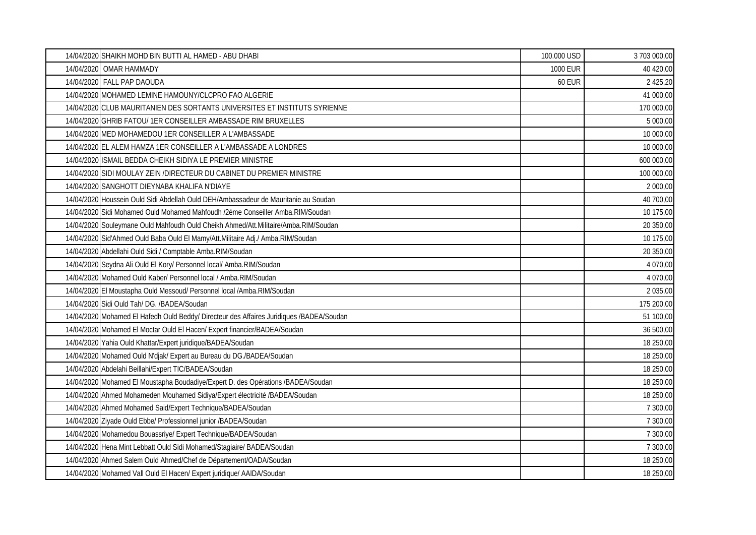| | | | |
|---|---|---|---|
| 14/04/2020 | SHAIKH MOHD BIN BUTTI AL HAMED - ABU DHABI | 100.000 USD | 3 703 000,00 |
| 14/04/2020 | OMAR HAMMADY | 1000 EUR | 40 420,00 |
| 14/04/2020 | FALL PAP DAOUDA | 60 EUR | 2 425,20 |
| 14/04/2020 | MOHAMED LEMINE HAMOUNY/CLCPRO FAO ALGERIE | | 41 000,00 |
| 14/04/2020 | CLUB MAURITANIEN DES SORTANTS UNIVERSITES ET INSTITUTS SYRIENNE | | 170 000,00 |
| 14/04/2020 | GHRIB FATOU/ 1ER CONSEILLER AMBASSADE RIM BRUXELLES | | 5 000,00 |
| 14/04/2020 | MED MOHAMEDOU 1ER CONSEILLER A L'AMBASSADE | | 10 000,00 |
| 14/04/2020 | EL ALEM HAMZA 1ER CONSEILLER A L'AMBASSADE A LONDRES | | 10 000,00 |
| 14/04/2020 | ISMAIL BEDDA CHEIKH SIDIYA LE PREMIER MINISTRE | | 600 000,00 |
| 14/04/2020 | SIDI MOULAY ZEIN /DIRECTEUR DU CABINET DU PREMIER MINISTRE | | 100 000,00 |
| 14/04/2020 | SANGHOTT DIEYNABA KHALIFA N'DIAYE | | 2 000,00 |
| 14/04/2020 | Houssein Ould Sidi Abdellah Ould DEH/Ambassadeur de Mauritanie au Soudan | | 40 700,00 |
| 14/04/2020 | Sidi Mohamed Ould Mohamed Mahfoudh /2ème Conseiller Amba.RIM/Soudan | | 10 175,00 |
| 14/04/2020 | Souleymane Ould Mahfoudh Ould Cheikh Ahmed/Att.Militaire/Amba.RIM/Soudan | | 20 350,00 |
| 14/04/2020 | Sid'Ahmed Ould Baba Ould El Mamy/Att.Militaire Adj./ Amba.RIM/Soudan | | 10 175,00 |
| 14/04/2020 | Abdellahi Ould Sidi / Comptable Amba.RIM/Soudan | | 20 350,00 |
| 14/04/2020 | Seydna Ali Ould El Kory/ Personnel local/ Amba.RIM/Soudan | | 4 070,00 |
| 14/04/2020 | Mohamed Ould Kaber/ Personnel local / Amba.RIM/Soudan | | 4 070,00 |
| 14/04/2020 | El Moustapha Ould Messoud/ Personnel local /Amba.RIM/Soudan | | 2 035,00 |
| 14/04/2020 | Sidi Ould Tah/ DG. /BADEA/Soudan | | 175 200,00 |
| 14/04/2020 | Mohamed El Hafedh Ould Beddy/ Directeur des Affaires Juridiques /BADEA/Soudan | | 51 100,00 |
| 14/04/2020 | Mohamed El Moctar Ould El Hacen/ Expert financier/BADEA/Soudan | | 36 500,00 |
| 14/04/2020 | Yahia Ould Khattar/Expert juridique/BADEA/Soudan | | 18 250,00 |
| 14/04/2020 | Mohamed Ould N'djak/ Expert au Bureau du DG./BADEA/Soudan | | 18 250,00 |
| 14/04/2020 | Abdelahi Beillahi/Expert TIC/BADEA/Soudan | | 18 250,00 |
| 14/04/2020 | Mohamed El Moustapha Boudadiye/Expert D. des Opérations /BADEA/Soudan | | 18 250,00 |
| 14/04/2020 | Ahmed Mohameden Mouhamed Sidiya/Expert électricité /BADEA/Soudan | | 18 250,00 |
| 14/04/2020 | Ahmed Mohamed Said/Expert Technique/BADEA/Soudan | | 7 300,00 |
| 14/04/2020 | Ziyade Ould Ebbe/ Professionnel junior /BADEA/Soudan | | 7 300,00 |
| 14/04/2020 | Mohamedou Bouassriye/ Expert Technique/BADEA/Soudan | | 7 300,00 |
| 14/04/2020 | Hena Mint Lebbatt Ould Sidi Mohamed/Stagiaire/ BADEA/Soudan | | 7 300,00 |
| 14/04/2020 | Ahmed Salem Ould Ahmed/Chef de Département/OADA/Soudan | | 18 250,00 |
| 14/04/2020 | Mohamed Vall Ould El Hacen/ Expert juridique/ AAIDA/Soudan | | 18 250,00 |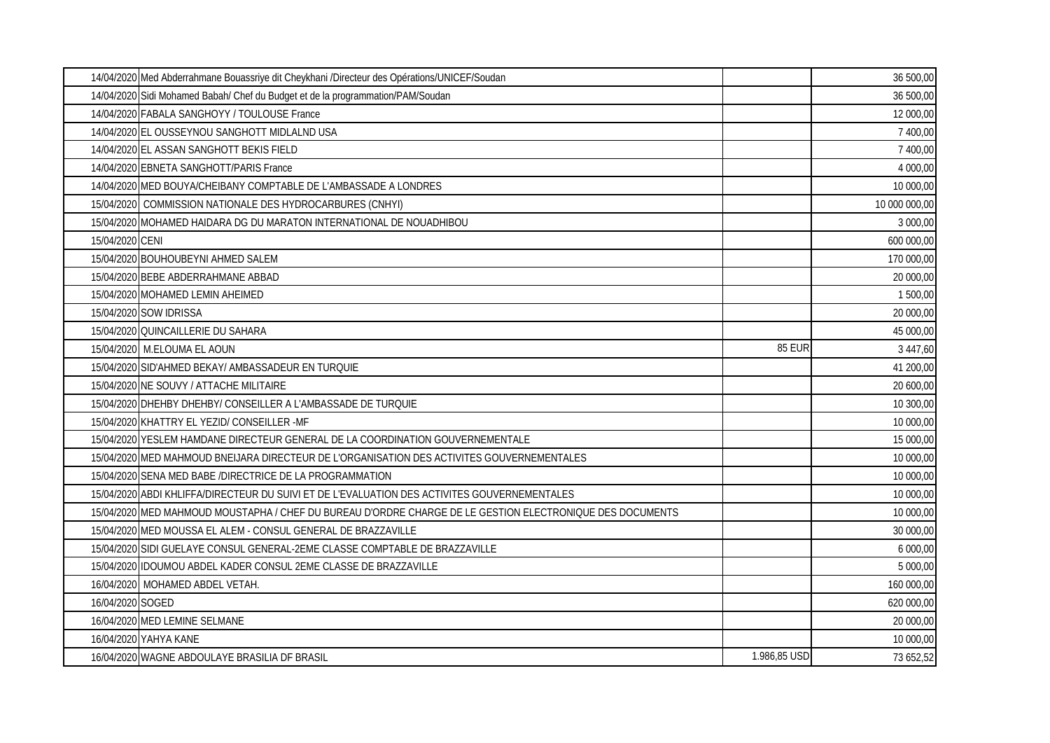| | | | |
|---|---|---|---|
| 14/04/2020 | Med Abderrahmane Bouassriye dit Cheykhani /Directeur des Opérations/UNICEF/Soudan | | 36 500,00 |
| 14/04/2020 | Sidi Mohamed Babah/ Chef du Budget et de la programmation/PAM/Soudan | | 36 500,00 |
| 14/04/2020 | FABALA SANGHOYY / TOULOUSE France | | 12 000,00 |
| 14/04/2020 | EL OUSSEYNOU SANGHOTT MIDLALND USA | | 7 400,00 |
| 14/04/2020 | EL ASSAN SANGHOTT BEKIS FIELD | | 7 400,00 |
| 14/04/2020 | EBNETA SANGHOTT/PARIS France | | 4 000,00 |
| 14/04/2020 | MED BOUYA/CHEIBANY COMPTABLE DE L'AMBASSADE A LONDRES | | 10 000,00 |
| 15/04/2020 | COMMISSION NATIONALE DES HYDROCARBURES (CNHYI) | | 10 000 000,00 |
| 15/04/2020 | MOHAMED HAIDARA DG DU MARATON INTERNATIONAL DE NOUADHIBOU | | 3 000,00 |
| 15/04/2020 | CENI | | 600 000,00 |
| 15/04/2020 | BOUHOUBEYNI AHMED SALEM | | 170 000,00 |
| 15/04/2020 | BEBE ABDERRAHMANE ABBAD | | 20 000,00 |
| 15/04/2020 | MOHAMED LEMIN AHEIMED | | 1 500,00 |
| 15/04/2020 | SOW IDRISSA | | 20 000,00 |
| 15/04/2020 | QUINCAILLERIE DU SAHARA | | 45 000,00 |
| 15/04/2020 | M.ELOUMA EL AOUN | 85 EUR | 3 447,60 |
| 15/04/2020 | SID'AHMED BEKAY/ AMBASSADEUR EN TURQUIE | | 41 200,00 |
| 15/04/2020 | NE SOUVY / ATTACHE MILITAIRE | | 20 600,00 |
| 15/04/2020 | DHEHBY DHEHBY/ CONSEILLER A L'AMBASSADE DE TURQUIE | | 10 300,00 |
| 15/04/2020 | KHATTRY EL YEZID/ CONSEILLER -MF | | 10 000,00 |
| 15/04/2020 | YESLEM HAMDANE DIRECTEUR GENERAL DE LA COORDINATION GOUVERNEMENTALE | | 15 000,00 |
| 15/04/2020 | MED MAHMOUD BNEIJARA DIRECTEUR DE L'ORGANISATION DES ACTIVITES GOUVERNEMENTALES | | 10 000,00 |
| 15/04/2020 | SENA MED BABE /DIRECTRICE DE LA PROGRAMMATION | | 10 000,00 |
| 15/04/2020 | ABDI KHLIFFA/DIRECTEUR DU SUIVI ET DE L'EVALUATION DES ACTIVITES GOUVERNEMENTALES | | 10 000,00 |
| 15/04/2020 | MED MAHMOUD MOUSTAPHA / CHEF DU BUREAU D'ORDRE CHARGE DE LE GESTION ELECTRONIQUE DES DOCUMENTS | | 10 000,00 |
| 15/04/2020 | MED MOUSSA EL ALEM - CONSUL GENERAL DE BRAZZAVILLE | | 30 000,00 |
| 15/04/2020 | SIDI GUELAYE CONSUL GENERAL-2EME CLASSE COMPTABLE DE BRAZZAVILLE | | 6 000,00 |
| 15/04/2020 | IDOUMOU ABDEL KADER CONSUL 2EME CLASSE DE BRAZZAVILLE | | 5 000,00 |
| 16/04/2020 | MOHAMED ABDEL VETAH. | | 160 000,00 |
| 16/04/2020 | SOGED | | 620 000,00 |
| 16/04/2020 | MED LEMINE SELMANE | | 20 000,00 |
| 16/04/2020 | YAHYA KANE | | 10 000,00 |
| 16/04/2020 | WAGNE ABDOULAYE BRASILIA DF BRASIL | 1.986,85 USD | 73 652,52 |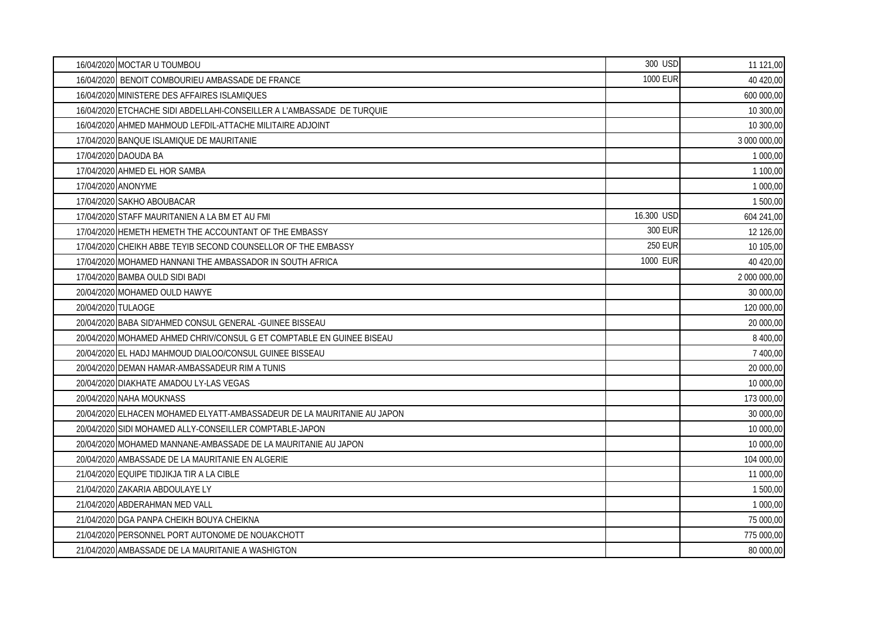| | | | |
|---|---|---|---|
| 16/04/2020 | MOCTAR U TOUMBOU | 300 USD | 11 121,00 |
| 16/04/2020 | BENOIT COMBOURIEU AMBASSADE DE FRANCE | 1000 EUR | 40 420,00 |
| 16/04/2020 | MINISTERE DES AFFAIRES ISLAMIQUES | | 600 000,00 |
| 16/04/2020 | ETCHACHE SIDI ABDELLAHI-CONSEILLER A L'AMBASSADE DE TURQUIE | | 10 300,00 |
| 16/04/2020 | AHMED MAHMOUD LEFDIL-ATTACHE MILITAIRE ADJOINT | | 10 300,00 |
| 17/04/2020 | BANQUE ISLAMIQUE DE MAURITANIE | | 3 000 000,00 |
| 17/04/2020 | DAOUDA BA | | 1 000,00 |
| 17/04/2020 | AHMED EL HOR SAMBA | | 1 100,00 |
| 17/04/2020 | ANONYME | | 1 000,00 |
| 17/04/2020 | SAKHO ABOUBACAR | | 1 500,00 |
| 17/04/2020 | STAFF MAURITANIEN A LA BM ET AU FMI | 16.300 USD | 604 241,00 |
| 17/04/2020 | HEMETH HEMETH THE ACCOUNTANT OF THE EMBASSY | 300 EUR | 12 126,00 |
| 17/04/2020 | CHEIKH ABBE TEYIB SECOND COUNSELLOR OF THE EMBASSY | 250 EUR | 10 105,00 |
| 17/04/2020 | MOHAMED HANNANI THE AMBASSADOR IN SOUTH AFRICA | 1000 EUR | 40 420,00 |
| 17/04/2020 | BAMBA OULD SIDI BADI | | 2 000 000,00 |
| 20/04/2020 | MOHAMED OULD HAWYE | | 30 000,00 |
| 20/04/2020 | TULAOGE | | 120 000,00 |
| 20/04/2020 | BABA SID'AHMED CONSUL GENERAL -GUINEE BISSEAU | | 20 000,00 |
| 20/04/2020 | MOHAMED AHMED CHRIV/CONSUL G ET COMPTABLE EN GUINEE BISEAU | | 8 400,00 |
| 20/04/2020 | EL HADJ MAHMOUD DIALOO/CONSUL GUINEE BISSEAU | | 7 400,00 |
| 20/04/2020 | DEMAN HAMAR-AMBASSADEUR RIM A TUNIS | | 20 000,00 |
| 20/04/2020 | DIAKHATE AMADOU LY-LAS VEGAS | | 10 000,00 |
| 20/04/2020 | NAHA MOUKNASS | | 173 000,00 |
| 20/04/2020 | ELHACEN MOHAMED ELYATT-AMBASSADEUR DE LA MAURITANIE AU JAPON | | 30 000,00 |
| 20/04/2020 | SIDI MOHAMED ALLY-CONSEILLER COMPTABLE-JAPON | | 10 000,00 |
| 20/04/2020 | MOHAMED MANNANE-AMBASSADE DE LA MAURITANIE AU JAPON | | 10 000,00 |
| 20/04/2020 | AMBASSADE DE LA MAURITANIE EN ALGERIE | | 104 000,00 |
| 21/04/2020 | EQUIPE TIDJIKJA TIR A LA CIBLE | | 11 000,00 |
| 21/04/2020 | ZAKARIA ABDOULAYE LY | | 1 500,00 |
| 21/04/2020 | ABDERAHMAN MED VALL | | 1 000,00 |
| 21/04/2020 | DGA PANPA CHEIKH BOUYA CHEIKNA | | 75 000,00 |
| 21/04/2020 | PERSONNEL PORT AUTONOME DE NOUAKCHOTT | | 775 000,00 |
| 21/04/2020 | AMBASSADE DE LA MAURITANIE A WASHIGTON | | 80 000,00 |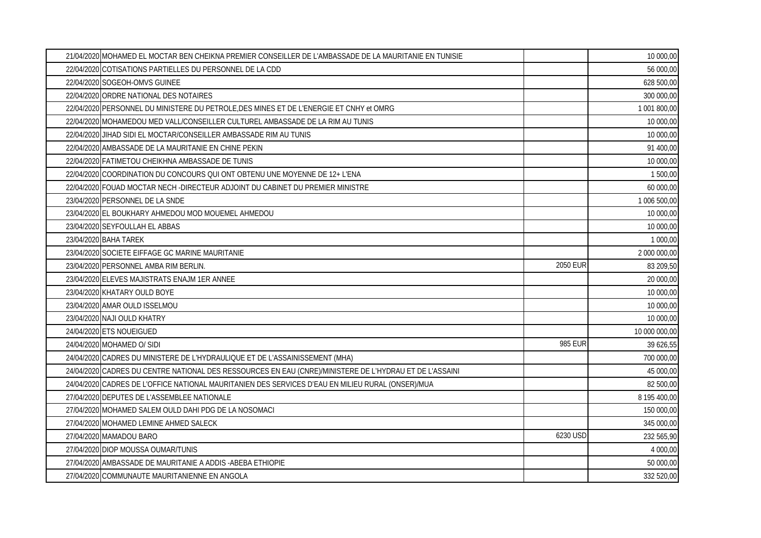| | | | |
|---|---|---|---|
| 21/04/2020 | MOHAMED EL MOCTAR BEN CHEIKNA PREMIER CONSEILLER DE L'AMBASSADE DE LA MAURITANIE EN TUNISIE | | 10 000,00 |
| 22/04/2020 | COTISATIONS PARTIELLES DU PERSONNEL DE LA CDD | | 56 000,00 |
| 22/04/2020 | SOGEOH-OMVS GUINEE | | 628 500,00 |
| 22/04/2020 | ORDRE NATIONAL DES NOTAIRES | | 300 000,00 |
| 22/04/2020 | PERSONNEL DU MINISTERE DU PETROLE,DES MINES ET DE L'ENERGIE ET CNHY et OMRG | | 1 001 800,00 |
| 22/04/2020 | MOHAMEDOU MED VALL/CONSEILLER CULTUREL AMBASSADE DE LA RIM AU TUNIS | | 10 000,00 |
| 22/04/2020 | JIHAD SIDI EL MOCTAR/CONSEILLER AMBASSADE RIM AU TUNIS | | 10 000,00 |
| 22/04/2020 | AMBASSADE DE LA MAURITANIE EN CHINE PEKIN | | 91 400,00 |
| 22/04/2020 | FATIMETOU CHEIKHNA AMBASSADE DE TUNIS | | 10 000,00 |
| 22/04/2020 | COORDINATION DU CONCOURS QUI ONT OBTENU UNE MOYENNE DE 12+ L'ENA | | 1 500,00 |
| 22/04/2020 | FOUAD MOCTAR NECH -DIRECTEUR ADJOINT DU CABINET DU PREMIER MINISTRE | | 60 000,00 |
| 23/04/2020 | PERSONNEL DE LA SNDE | | 1 006 500,00 |
| 23/04/2020 | EL BOUKHARY AHMEDOU MOD MOUEMEL AHMEDOU | | 10 000,00 |
| 23/04/2020 | SEYFOULLAH EL ABBAS | | 10 000,00 |
| 23/04/2020 | BAHA TAREK | | 1 000,00 |
| 23/04/2020 | SOCIETE EIFFAGE GC MARINE MAURITANIE | | 2 000 000,00 |
| 23/04/2020 | PERSONNEL AMBA RIM BERLIN. | 2050 EUR | 83 209,50 |
| 23/04/2020 | ELEVES MAJISTRATS ENAJM 1ER ANNEE | | 20 000,00 |
| 23/04/2020 | KHATARY OULD BOYE | | 10 000,00 |
| 23/04/2020 | AMAR OULD ISSELMOU | | 10 000,00 |
| 23/04/2020 | NAJI OULD KHATRY | | 10 000,00 |
| 24/04/2020 | ETS NOUEIGUED | | 10 000 000,00 |
| 24/04/2020 | MOHAMED O/ SIDI | 985 EUR | 39 626,55 |
| 24/04/2020 | CADRES DU MINISTERE DE L'HYDRAULIQUE ET DE L'ASSAINISSEMENT (MHA) | | 700 000,00 |
| 24/04/2020 | CADRES DU CENTRE NATIONAL DES RESSOURCES EN EAU (CNRE)/MINISTERE DE L'HYDRAU ET DE L'ASSAINI | | 45 000,00 |
| 24/04/2020 | CADRES DE L'OFFICE NATIONAL MAURITANIEN DES SERVICES D'EAU EN MILIEU RURAL (ONSER)/MUA | | 82 500,00 |
| 27/04/2020 | DEPUTES DE L'ASSEMBLEE NATIONALE | | 8 195 400,00 |
| 27/04/2020 | MOHAMED SALEM OULD DAHI PDG DE LA NOSOMACI | | 150 000,00 |
| 27/04/2020 | MOHAMED LEMINE AHMED SALECK | | 345 000,00 |
| 27/04/2020 | MAMADOU BARO | 6230 USD | 232 565,90 |
| 27/04/2020 | DIOP MOUSSA OUMAR/TUNIS | | 4 000,00 |
| 27/04/2020 | AMBASSADE DE MAURITANIE A ADDIS -ABEBA ETHIOPIE | | 50 000,00 |
| 27/04/2020 | COMMUNAUTE MAURITANIENNE EN ANGOLA | | 332 520,00 |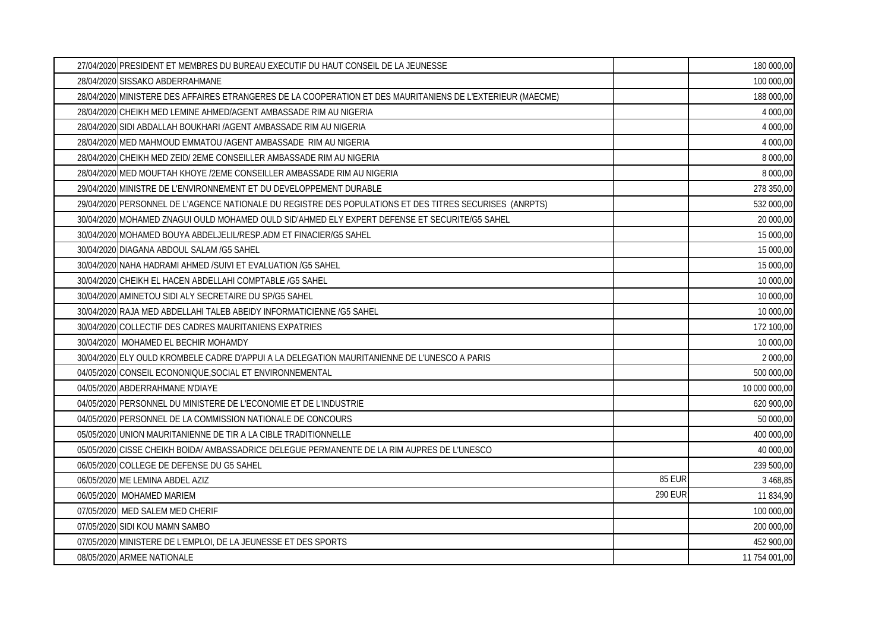| | | | |
|---|---|---|---|
| 27/04/2020 | PRESIDENT ET MEMBRES DU BUREAU EXECUTIF DU HAUT CONSEIL DE LA JEUNESSE | | 180 000,00 |
| 28/04/2020 | SISSAKO ABDERRAHMANE | | 100 000,00 |
| 28/04/2020 | MINISTERE DES AFFAIRES ETRANGERES DE LA COOPERATION ET DES MAURITANIENS DE L'EXTERIEUR (MAECME) | | 188 000,00 |
| 28/04/2020 | CHEIKH MED LEMINE AHMED/AGENT AMBASSADE RIM AU NIGERIA | | 4 000,00 |
| 28/04/2020 | SIDI ABDALLAH BOUKHARI /AGENT AMBASSADE RIM AU NIGERIA | | 4 000,00 |
| 28/04/2020 | MED MAHMOUD EMMATOU /AGENT AMBASSADE RIM AU NIGERIA | | 4 000,00 |
| 28/04/2020 | CHEIKH MED ZEID/ 2EME CONSEILLER AMBASSADE RIM AU NIGERIA | | 8 000,00 |
| 28/04/2020 | MED MOUFTAH KHOYE /2EME CONSEILLER AMBASSADE RIM AU NIGERIA | | 8 000,00 |
| 29/04/2020 | MINISTRE DE L'ENVIRONNEMENT ET DU DEVELOPPEMENT DURABLE | | 278 350,00 |
| 29/04/2020 | PERSONNEL DE L'AGENCE NATIONALE DU REGISTRE DES POPULATIONS ET DES TITRES SECURISES (ANRPTS) | | 532 000,00 |
| 30/04/2020 | MOHAMED ZNAGUI OULD MOHAMED OULD SID'AHMED ELY EXPERT DEFENSE ET SECURITE/G5 SAHEL | | 20 000,00 |
| 30/04/2020 | MOHAMED BOUYA ABDELJELIL/RESP.ADM ET FINACIER/G5 SAHEL | | 15 000,00 |
| 30/04/2020 | DIAGANA ABDOUL SALAM /G5 SAHEL | | 15 000,00 |
| 30/04/2020 | NAHA HADRAMI AHMED /SUIVI ET EVALUATION /G5 SAHEL | | 15 000,00 |
| 30/04/2020 | CHEIKH EL HACEN ABDELLAHI COMPTABLE /G5 SAHEL | | 10 000,00 |
| 30/04/2020 | AMINETOU SIDI ALY SECRETAIRE DU SP/G5 SAHEL | | 10 000,00 |
| 30/04/2020 | RAJA MED ABDELLAHI TALEB ABEIDY INFORMATICIENNE /G5 SAHEL | | 10 000,00 |
| 30/04/2020 | COLLECTIF DES CADRES MAURITANIENS EXPATRIES | | 172 100,00 |
| 30/04/2020 | MOHAMED EL BECHIR MOHAMDY | | 10 000,00 |
| 30/04/2020 | ELY OULD KROMBELE CADRE D'APPUI A LA DELEGATION MAURITANIENNE DE L'UNESCO A PARIS | | 2 000,00 |
| 04/05/2020 | CONSEIL ECONONIQUE,SOCIAL ET ENVIRONNEMENTAL | | 500 000,00 |
| 04/05/2020 | ABDERRAHMANE N'DIAYE | | 10 000 000,00 |
| 04/05/2020 | PERSONNEL DU MINISTERE DE L'ECONOMIE ET DE L'INDUSTRIE | | 620 900,00 |
| 04/05/2020 | PERSONNEL DE LA COMMISSION NATIONALE DE CONCOURS | | 50 000,00 |
| 05/05/2020 | UNION MAURITANIENNE DE TIR A LA CIBLE TRADITIONNELLE | | 400 000,00 |
| 05/05/2020 | CISSE CHEIKH BOIDA/ AMBASSADRICE DELEGUE PERMANENTE DE LA RIM AUPRES DE L'UNESCO | | 40 000,00 |
| 06/05/2020 | COLLEGE DE DEFENSE DU G5 SAHEL | | 239 500,00 |
| 06/05/2020 | ME LEMINA ABDEL AZIZ | 85 EUR | 3 468,85 |
| 06/05/2020 | MOHAMED MARIEM | 290 EUR | 11 834,90 |
| 07/05/2020 | MED SALEM MED CHERIF | | 100 000,00 |
| 07/05/2020 | SIDI KOU MAMN SAMBO | | 200 000,00 |
| 07/05/2020 | MINISTERE DE L'EMPLOI, DE LA JEUNESSE ET DES SPORTS | | 452 900,00 |
| 08/05/2020 | ARMEE NATIONALE | | 11 754 001,00 |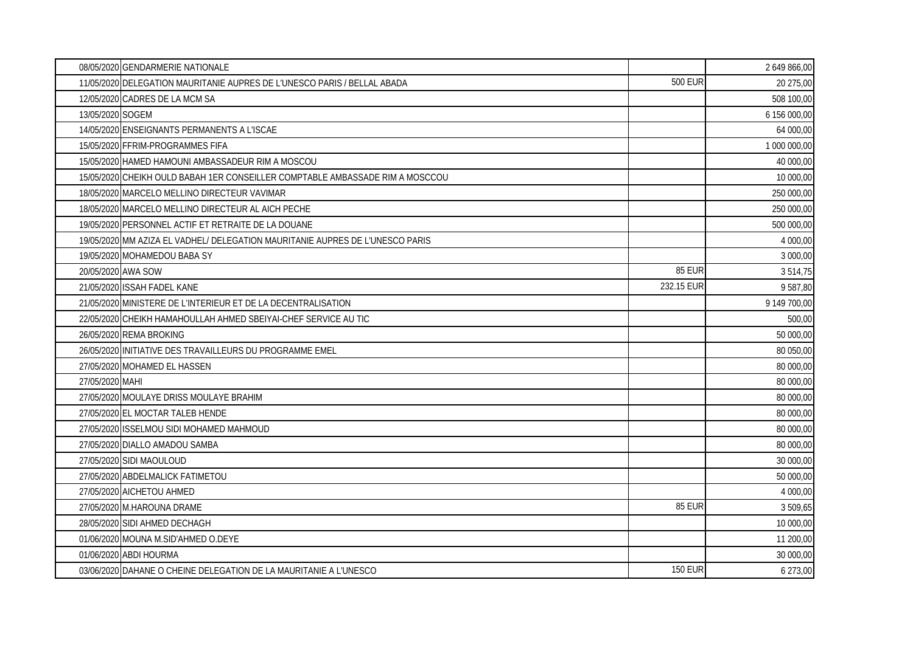| | | | |
|---|---|---|---|
| 08/05/2020 | GENDARMERIE NATIONALE | | 2 649 866,00 |
| 11/05/2020 | DELEGATION MAURITANIE AUPRES DE L'UNESCO PARIS / BELLAL ABADA | 500 EUR | 20 275,00 |
| 12/05/2020 | CADRES DE LA MCM SA | | 508 100,00 |
| 13/05/2020 | SOGEM | | 6 156 000,00 |
| 14/05/2020 | ENSEIGNANTS PERMANENTS A L'ISCAE | | 64 000,00 |
| 15/05/2020 | FFRIM-PROGRAMMES FIFA | | 1 000 000,00 |
| 15/05/2020 | HAMED HAMOUNI AMBASSADEUR RIM A MOSCOU | | 40 000,00 |
| 15/05/2020 | CHEIKH OULD BABAH 1ER CONSEILLER COMPTABLE AMBASSADE RIM A MOSCCOU | | 10 000,00 |
| 18/05/2020 | MARCELO MELLINO DIRECTEUR VAVIMAR | | 250 000,00 |
| 18/05/2020 | MARCELO MELLINO DIRECTEUR AL AICH PECHE | | 250 000,00 |
| 19/05/2020 | PERSONNEL ACTIF ET RETRAITE DE LA DOUANE | | 500 000,00 |
| 19/05/2020 | MM AZIZA EL VADHEL/ DELEGATION MAURITANIE AUPRES DE L'UNESCO PARIS | | 4 000,00 |
| 19/05/2020 | MOHAMEDOU BABA SY | | 3 000,00 |
| 20/05/2020 | AWA SOW | 85 EUR | 3 514,75 |
| 21/05/2020 | ISSAH FADEL KANE | 232.15 EUR | 9 587,80 |
| 21/05/2020 | MINISTERE DE L'INTERIEUR ET DE LA DECENTRALISATION | | 9 149 700,00 |
| 22/05/2020 | CHEIKH HAMAHOULLAH AHMED SBEIYAI-CHEF SERVICE AU TIC | | 500,00 |
| 26/05/2020 | REMA BROKING | | 50 000,00 |
| 26/05/2020 | INITIATIVE DES TRAVAILLEURS DU PROGRAMME EMEL | | 80 050,00 |
| 27/05/2020 | MOHAMED EL HASSEN | | 80 000,00 |
| 27/05/2020 | MAHI | | 80 000,00 |
| 27/05/2020 | MOULAYE DRISS MOULAYE BRAHIM | | 80 000,00 |
| 27/05/2020 | EL MOCTAR TALEB HENDE | | 80 000,00 |
| 27/05/2020 | ISSELMOU SIDI MOHAMED MAHMOUD | | 80 000,00 |
| 27/05/2020 | DIALLO AMADOU SAMBA | | 80 000,00 |
| 27/05/2020 | SIDI MAOULOUD | | 30 000,00 |
| 27/05/2020 | ABDELMALICK FATIMETOU | | 50 000,00 |
| 27/05/2020 | AICHETOU AHMED | | 4 000,00 |
| 27/05/2020 | M.HAROUNA DRAME | 85 EUR | 3 509,65 |
| 28/05/2020 | SIDI AHMED DECHAGH | | 10 000,00 |
| 01/06/2020 | MOUNA M.SID'AHMED O.DEYE | | 11 200,00 |
| 01/06/2020 | ABDI HOURMA | | 30 000,00 |
| 03/06/2020 | DAHANE O CHEINE DELEGATION DE LA MAURITANIE A L'UNESCO | 150 EUR | 6 273,00 |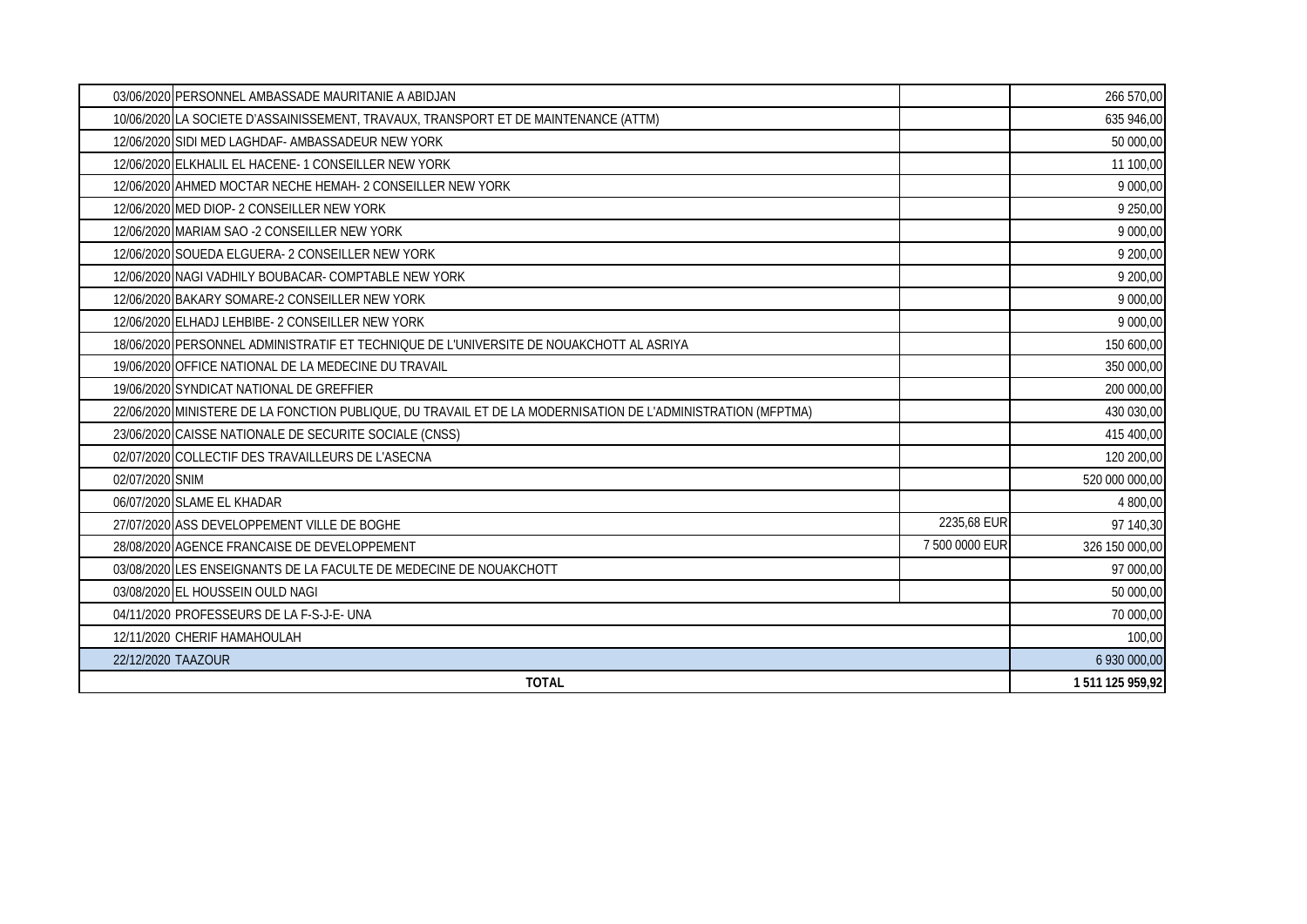| | | | |
|---|---|---|---|
| 03/06/2020 | PERSONNEL AMBASSADE MAURITANIE A ABIDJAN | | 266 570,00 |
| 10/06/2020 | LA SOCIETE D'ASSAINISSEMENT, TRAVAUX, TRANSPORT ET DE MAINTENANCE (ATTM) | | 635 946,00 |
| 12/06/2020 | SIDI MED LAGHDAF- AMBASSADEUR NEW YORK | | 50 000,00 |
| 12/06/2020 | ELKHALIL EL HACENE- 1 CONSEILLER NEW YORK | | 11 100,00 |
| 12/06/2020 | AHMED MOCTAR NECHE HEMAH- 2 CONSEILLER NEW YORK | | 9 000,00 |
| 12/06/2020 | MED DIOP- 2 CONSEILLER NEW YORK | | 9 250,00 |
| 12/06/2020 | MARIAM SAO -2 CONSEILLER NEW YORK | | 9 000,00 |
| 12/06/2020 | SOUEDA ELGUERA- 2 CONSEILLER NEW YORK | | 9 200,00 |
| 12/06/2020 | NAGI VADHILY BOUBACAR- COMPTABLE NEW YORK | | 9 200,00 |
| 12/06/2020 | BAKARY SOMARE-2 CONSEILLER NEW YORK | | 9 000,00 |
| 12/06/2020 | ELHADJ LEHBIBE- 2 CONSEILLER NEW YORK | | 9 000,00 |
| 18/06/2020 | PERSONNEL ADMINISTRATIF ET TECHNIQUE DE L'UNIVERSITE DE NOUAKCHOTT AL ASRIYA | | 150 600,00 |
| 19/06/2020 | OFFICE NATIONAL DE LA MEDECINE DU TRAVAIL | | 350 000,00 |
| 19/06/2020 | SYNDICAT NATIONAL DE GREFFIER | | 200 000,00 |
| 22/06/2020 | MINISTERE DE LA FONCTION PUBLIQUE, DU TRAVAIL ET DE LA MODERNISATION DE L'ADMINISTRATION (MFPTMA) | | 430 030,00 |
| 23/06/2020 | CAISSE NATIONALE DE SECURITE SOCIALE (CNSS) | | 415 400,00 |
| 02/07/2020 | COLLECTIF DES TRAVAILLEURS DE L'ASECNA | | 120 200,00 |
| 02/07/2020 | SNIM | | 520 000 000,00 |
| 06/07/2020 | SLAME EL KHADAR | | 4 800,00 |
| 27/07/2020 | ASS DEVELOPPEMENT VILLE DE BOGHE | 2235,68 EUR | 97 140,30 |
| 28/08/2020 | AGENCE FRANCAISE DE DEVELOPPEMENT | 7 500 0000 EUR | 326 150 000,00 |
| 03/08/2020 | LES ENSEIGNANTS DE LA FACULTE DE MEDECINE DE NOUAKCHOTT | | 97 000,00 |
| 03/08/2020 | EL HOUSSEIN OULD NAGI | | 50 000,00 |
| 04/11/2020 | PROFESSEURS DE LA F-S-J-E- UNA | | 70 000,00 |
| 12/11/2020 | CHERIF HAMAHOULAH | | 100,00 |
| 22/12/2020 | TAAZOUR | | 6 930 000,00 |
| | **TOTAL** | | **1 511 125 959,92** |